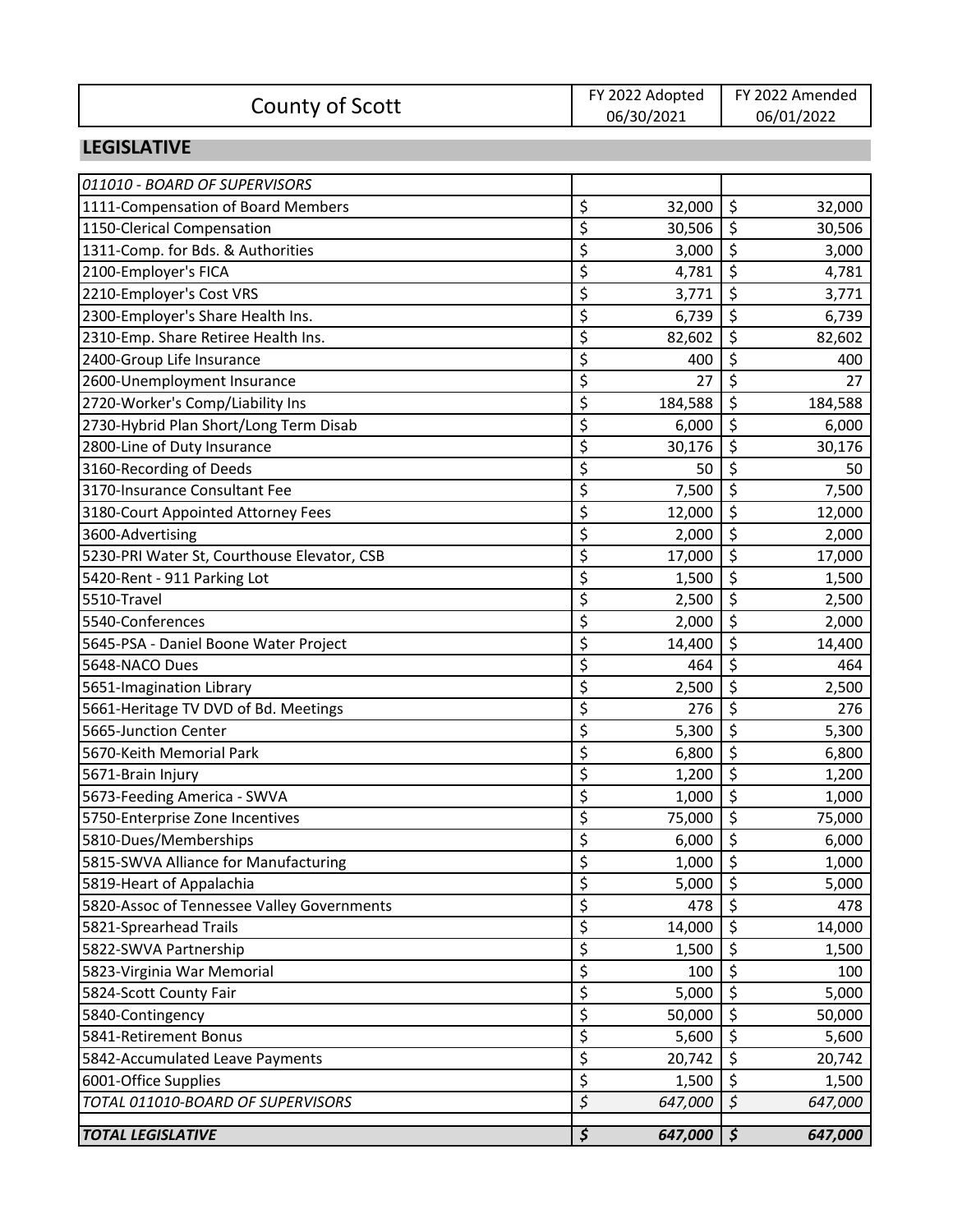| County of Scott | FY 2022 Adopted 06/30/2021 | FY 2022 Amended 06/01/2022 |
|---|---|---|

## LEGISLATIVE

| *011010 - BOARD OF SUPERVISORS* | | |
|---|---|---|
| 1111-Compensation of Board Members | $ 32,000 | $ 32,000 |
| 1150-Clerical Compensation | $ 30,506 | $ 30,506 |
| 1311-Comp. for Bds. & Authorities | $ 3,000 | $ 3,000 |
| 2100-Employer's FICA | $ 4,781 | $ 4,781 |
| 2210-Employer's Cost VRS | $ 3,771 | $ 3,771 |
| 2300-Employer's Share Health Ins. | $ 6,739 | $ 6,739 |
| 2310-Emp. Share Retiree Health Ins. | $ 82,602 | $ 82,602 |
| 2400-Group Life Insurance | $ 400 | $ 400 |
| 2600-Unemployment Insurance | $ 27 | $ 27 |
| 2720-Worker's Comp/Liability Ins | $ 184,588 | $ 184,588 |
| 2730-Hybrid Plan Short/Long Term Disab | $ 6,000 | $ 6,000 |
| 2800-Line of Duty Insurance | $ 30,176 | $ 30,176 |
| 3160-Recording of Deeds | $ 50 | $ 50 |
| 3170-Insurance Consultant Fee | $ 7,500 | $ 7,500 |
| 3180-Court Appointed Attorney Fees | $ 12,000 | $ 12,000 |
| 3600-Advertising | $ 2,000 | $ 2,000 |
| 5230-PRI Water St, Courthouse Elevator, CSB | $ 17,000 | $ 17,000 |
| 5420-Rent - 911 Parking Lot | $ 1,500 | $ 1,500 |
| 5510-Travel | $ 2,500 | $ 2,500 |
| 5540-Conferences | $ 2,000 | $ 2,000 |
| 5645-PSA - Daniel Boone Water Project | $ 14,400 | $ 14,400 |
| 5648-NACO Dues | $ 464 | $ 464 |
| 5651-Imagination Library | $ 2,500 | $ 2,500 |
| 5661-Heritage TV DVD of Bd. Meetings | $ 276 | $ 276 |
| 5665-Junction Center | $ 5,300 | $ 5,300 |
| 5670-Keith Memorial Park | $ 6,800 | $ 6,800 |
| 5671-Brain Injury | $ 1,200 | $ 1,200 |
| 5673-Feeding America - SWVA | $ 1,000 | $ 1,000 |
| 5750-Enterprise Zone Incentives | $ 75,000 | $ 75,000 |
| 5810-Dues/Memberships | $ 6,000 | $ 6,000 |
| 5815-SWVA Alliance for Manufacturing | $ 1,000 | $ 1,000 |
| 5819-Heart of Appalachia | $ 5,000 | $ 5,000 |
| 5820-Assoc of Tennessee Valley Governments | $ 478 | $ 478 |
| 5821-Sprearhead Trails | $ 14,000 | $ 14,000 |
| 5822-SWVA Partnership | $ 1,500 | $ 1,500 |
| 5823-Virginia War Memorial | $ 100 | $ 100 |
| 5824-Scott County Fair | $ 5,000 | $ 5,000 |
| 5840-Contingency | $ 50,000 | $ 50,000 |
| 5841-Retirement Bonus | $ 5,600 | $ 5,600 |
| 5842-Accumulated Leave Payments | $ 20,742 | $ 20,742 |
| 6001-Office Supplies | $ 1,500 | $ 1,500 |
| *TOTAL 011010-BOARD OF SUPERVISORS* | *$ 647,000* | *$ 647,000* |
| | | |
| ***TOTAL LEGISLATIVE*** | ***$ 647,000*** | ***$ 647,000*** |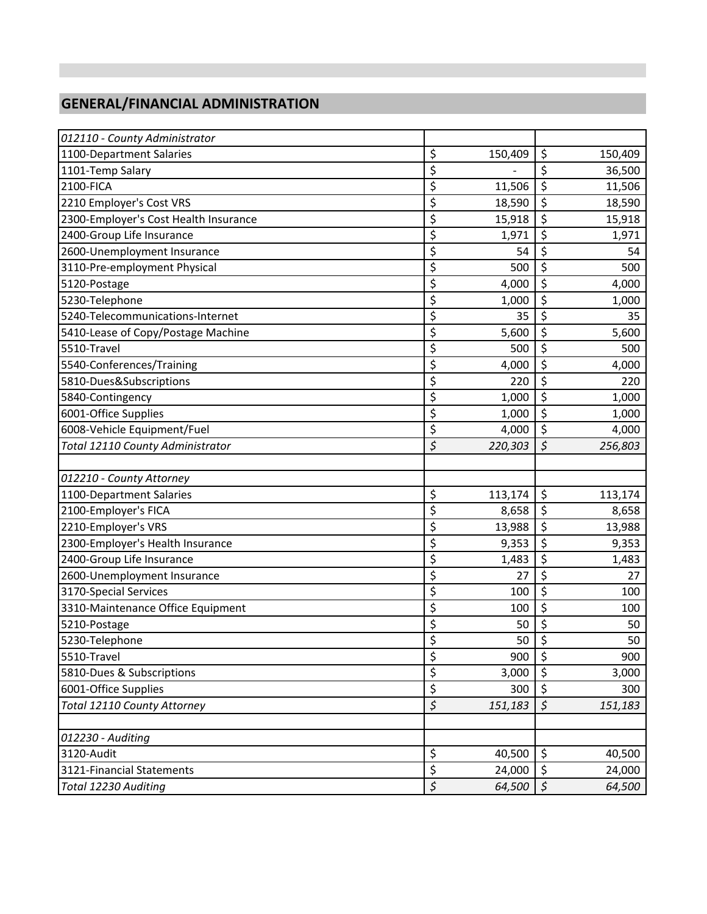## GENERAL/FINANCIAL ADMINISTRATION

| | | |
|---|---|---|
| *012110 - County Administrator* | | |
| 1100-Department Salaries | $ 150,409 | $ 150,409 |
| 1101-Temp Salary | $ - | $ 36,500 |
| 2100-FICA | $ 11,506 | $ 11,506 |
| 2210 Employer's Cost VRS | $ 18,590 | $ 18,590 |
| 2300-Employer's Cost Health Insurance | $ 15,918 | $ 15,918 |
| 2400-Group Life Insurance | $ 1,971 | $ 1,971 |
| 2600-Unemployment Insurance | $ 54 | $ 54 |
| 3110-Pre-employment Physical | $ 500 | $ 500 |
| 5120-Postage | $ 4,000 | $ 4,000 |
| 5230-Telephone | $ 1,000 | $ 1,000 |
| 5240-Telecommunications-Internet | $ 35 | $ 35 |
| 5410-Lease of Copy/Postage Machine | $ 5,600 | $ 5,600 |
| 5510-Travel | $ 500 | $ 500 |
| 5540-Conferences/Training | $ 4,000 | $ 4,000 |
| 5810-Dues&Subscriptions | $ 220 | $ 220 |
| 5840-Contingency | $ 1,000 | $ 1,000 |
| 6001-Office Supplies | $ 1,000 | $ 1,000 |
| 6008-Vehicle Equipment/Fuel | $ 4,000 | $ 4,000 |
| *Total 12110 County Administrator* | *$ 220,303* | *$ 256,803* |
| | | |
| *012210 - County Attorney* | | |
| 1100-Department Salaries | $ 113,174 | $ 113,174 |
| 2100-Employer's FICA | $ 8,658 | $ 8,658 |
| 2210-Employer's VRS | $ 13,988 | $ 13,988 |
| 2300-Employer's Health Insurance | $ 9,353 | $ 9,353 |
| 2400-Group Life Insurance | $ 1,483 | $ 1,483 |
| 2600-Unemployment Insurance | $ 27 | $ 27 |
| 3170-Special Services | $ 100 | $ 100 |
| 3310-Maintenance Office Equipment | $ 100 | $ 100 |
| 5210-Postage | $ 50 | $ 50 |
| 5230-Telephone | $ 50 | $ 50 |
| 5510-Travel | $ 900 | $ 900 |
| 5810-Dues & Subscriptions | $ 3,000 | $ 3,000 |
| 6001-Office Supplies | $ 300 | $ 300 |
| *Total 12110 County Attorney* | *$ 151,183* | *$ 151,183* |
| | | |
| *012230 - Auditing* | | |
| 3120-Audit | $ 40,500 | $ 40,500 |
| 3121-Financial Statements | $ 24,000 | $ 24,000 |
| *Total 12230 Auditing* | *$ 64,500* | *$ 64,500* |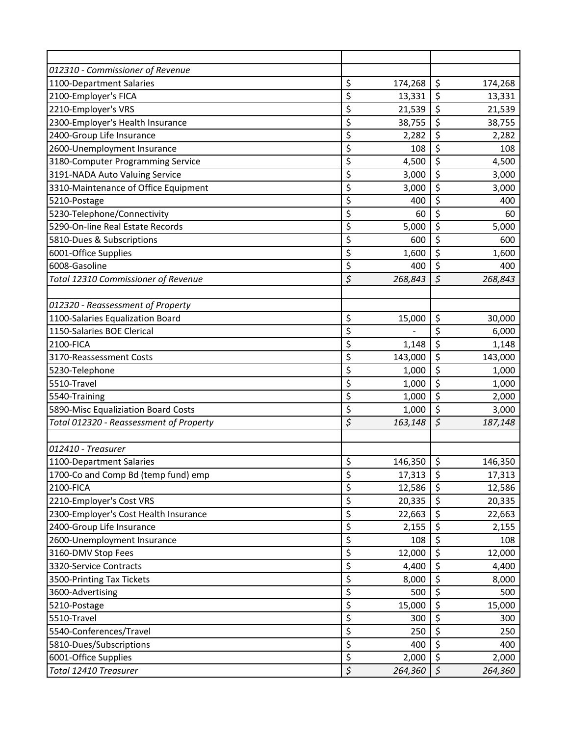| | | |
|---|---|---|
| *012310 - Commissioner of Revenue* | | |
| 1100-Department Salaries | $ 174,268 | $ 174,268 |
| 2100-Employer's FICA | $ 13,331 | $ 13,331 |
| 2210-Employer's VRS | $ 21,539 | $ 21,539 |
| 2300-Employer's Health Insurance | $ 38,755 | $ 38,755 |
| 2400-Group Life Insurance | $ 2,282 | $ 2,282 |
| 2600-Unemployment Insurance | $ 108 | $ 108 |
| 3180-Computer Programming Service | $ 4,500 | $ 4,500 |
| 3191-NADA Auto Valuing Service | $ 3,000 | $ 3,000 |
| 3310-Maintenance of Office Equipment | $ 3,000 | $ 3,000 |
| 5210-Postage | $ 400 | $ 400 |
| 5230-Telephone/Connectivity | $ 60 | $ 60 |
| 5290-On-line Real Estate Records | $ 5,000 | $ 5,000 |
| 5810-Dues & Subscriptions | $ 600 | $ 600 |
| 6001-Office Supplies | $ 1,600 | $ 1,600 |
| 6008-Gasoline | $ 400 | $ 400 |
| *Total 12310 Commissioner of Revenue* | *$ 268,843* | *$ 268,843* |
| | | |
| *012320 - Reassessment of Property* | | |
| 1100-Salaries Equalization Board | $ 15,000 | $ 30,000 |
| 1150-Salaries BOE Clerical | $ - | $ 6,000 |
| 2100-FICA | $ 1,148 | $ 1,148 |
| 3170-Reassessment Costs | $ 143,000 | $ 143,000 |
| 5230-Telephone | $ 1,000 | $ 1,000 |
| 5510-Travel | $ 1,000 | $ 1,000 |
| 5540-Training | $ 1,000 | $ 2,000 |
| 5890-Misc Equaliziation Board Costs | $ 1,000 | $ 3,000 |
| *Total 012320 - Reassessment of Property* | *$ 163,148* | *$ 187,148* |
| | | |
| *012410 - Treasurer* | | |
| 1100-Department Salaries | $ 146,350 | $ 146,350 |
| 1700-Co and Comp Bd (temp fund) emp | $ 17,313 | $ 17,313 |
| 2100-FICA | $ 12,586 | $ 12,586 |
| 2210-Employer's Cost VRS | $ 20,335 | $ 20,335 |
| 2300-Employer's Cost Health Insurance | $ 22,663 | $ 22,663 |
| 2400-Group Life Insurance | $ 2,155 | $ 2,155 |
| 2600-Unemployment Insurance | $ 108 | $ 108 |
| 3160-DMV Stop Fees | $ 12,000 | $ 12,000 |
| 3320-Service Contracts | $ 4,400 | $ 4,400 |
| 3500-Printing Tax Tickets | $ 8,000 | $ 8,000 |
| 3600-Advertising | $ 500 | $ 500 |
| 5210-Postage | $ 15,000 | $ 15,000 |
| 5510-Travel | $ 300 | $ 300 |
| 5540-Conferences/Travel | $ 250 | $ 250 |
| 5810-Dues/Subscriptions | $ 400 | $ 400 |
| 6001-Office Supplies | $ 2,000 | $ 2,000 |
| *Total 12410 Treasurer* | *$ 264,360* | *$ 264,360* |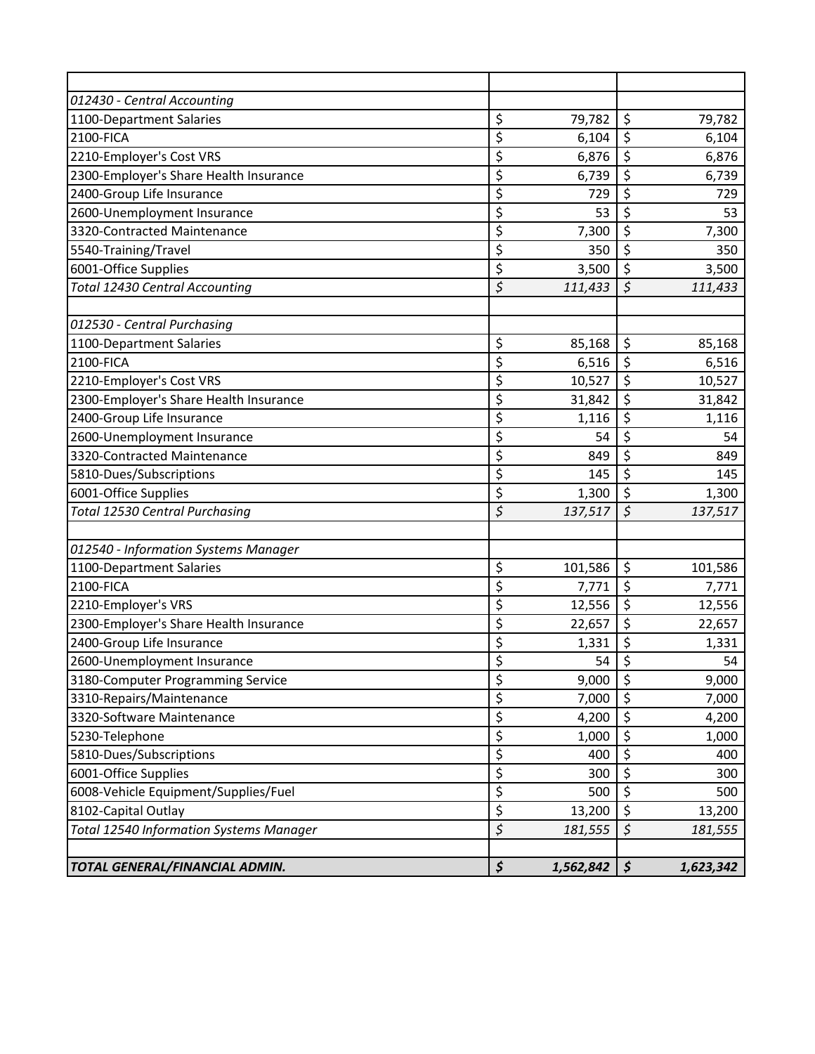| | | |
|---|---|---|
| *012430 - Central Accounting* | | |
| 1100-Department Salaries | $ 79,782 | $ 79,782 |
| 2100-FICA | $ 6,104 | $ 6,104 |
| 2210-Employer's Cost VRS | $ 6,876 | $ 6,876 |
| 2300-Employer's Share Health Insurance | $ 6,739 | $ 6,739 |
| 2400-Group Life Insurance | $ 729 | $ 729 |
| 2600-Unemployment Insurance | $ 53 | $ 53 |
| 3320-Contracted Maintenance | $ 7,300 | $ 7,300 |
| 5540-Training/Travel | $ 350 | $ 350 |
| 6001-Office Supplies | $ 3,500 | $ 3,500 |
| *Total 12430 Central Accounting* | *$ 111,433* | *$ 111,433* |
| | | |
| *012530 - Central Purchasing* | | |
| 1100-Department Salaries | $ 85,168 | $ 85,168 |
| 2100-FICA | $ 6,516 | $ 6,516 |
| 2210-Employer's Cost VRS | $ 10,527 | $ 10,527 |
| 2300-Employer's Share Health Insurance | $ 31,842 | $ 31,842 |
| 2400-Group Life Insurance | $ 1,116 | $ 1,116 |
| 2600-Unemployment Insurance | $ 54 | $ 54 |
| 3320-Contracted Maintenance | $ 849 | $ 849 |
| 5810-Dues/Subscriptions | $ 145 | $ 145 |
| 6001-Office Supplies | $ 1,300 | $ 1,300 |
| *Total 12530 Central Purchasing* | *$ 137,517* | *$ 137,517* |
| | | |
| *012540 - Information Systems Manager* | | |
| 1100-Department Salaries | $ 101,586 | $ 101,586 |
| 2100-FICA | $ 7,771 | $ 7,771 |
| 2210-Employer's VRS | $ 12,556 | $ 12,556 |
| 2300-Employer's Share Health Insurance | $ 22,657 | $ 22,657 |
| 2400-Group Life Insurance | $ 1,331 | $ 1,331 |
| 2600-Unemployment Insurance | $ 54 | $ 54 |
| 3180-Computer Programming Service | $ 9,000 | $ 9,000 |
| 3310-Repairs/Maintenance | $ 7,000 | $ 7,000 |
| 3320-Software Maintenance | $ 4,200 | $ 4,200 |
| 5230-Telephone | $ 1,000 | $ 1,000 |
| 5810-Dues/Subscriptions | $ 400 | $ 400 |
| 6001-Office Supplies | $ 300 | $ 300 |
| 6008-Vehicle Equipment/Supplies/Fuel | $ 500 | $ 500 |
| 8102-Capital Outlay | $ 13,200 | $ 13,200 |
| *Total 12540 Information Systems Manager* | *$ 181,555* | *$ 181,555* |
| | | |
| ***TOTAL GENERAL/FINANCIAL ADMIN.*** | ***$ 1,562,842*** | ***$ 1,623,342*** |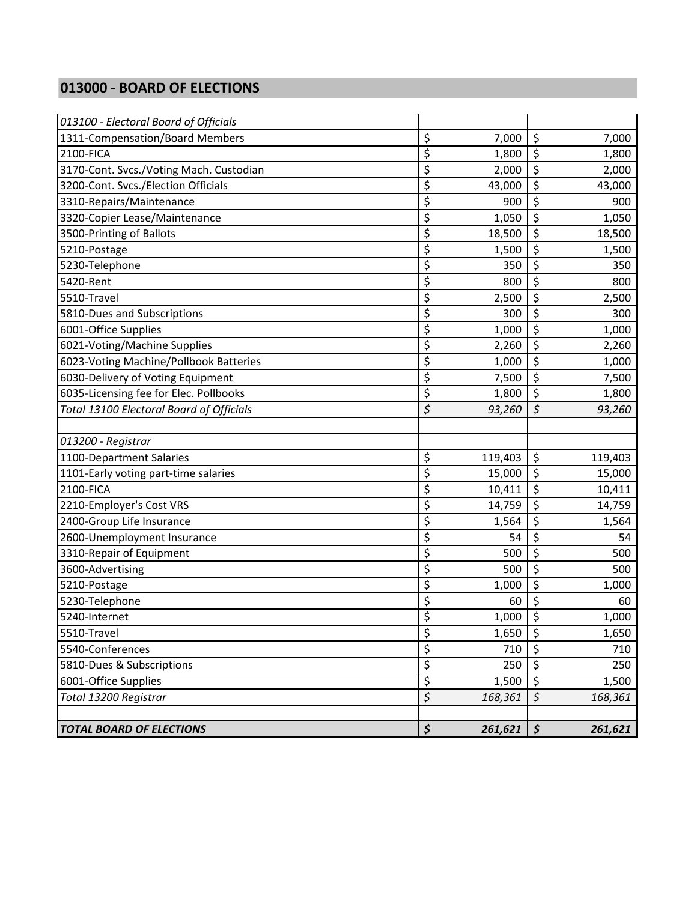## 013000 - BOARD OF ELECTIONS

| | | |
|---|---|---|
| *013100 - Electoral Board of Officials* | | |
| 1311-Compensation/Board Members | $ 7,000 | $ 7,000 |
| 2100-FICA | $ 1,800 | $ 1,800 |
| 3170-Cont. Svcs./Voting Mach. Custodian | $ 2,000 | $ 2,000 |
| 3200-Cont. Svcs./Election Officials | $ 43,000 | $ 43,000 |
| 3310-Repairs/Maintenance | $ 900 | $ 900 |
| 3320-Copier Lease/Maintenance | $ 1,050 | $ 1,050 |
| 3500-Printing of Ballots | $ 18,500 | $ 18,500 |
| 5210-Postage | $ 1,500 | $ 1,500 |
| 5230-Telephone | $ 350 | $ 350 |
| 5420-Rent | $ 800 | $ 800 |
| 5510-Travel | $ 2,500 | $ 2,500 |
| 5810-Dues and Subscriptions | $ 300 | $ 300 |
| 6001-Office Supplies | $ 1,000 | $ 1,000 |
| 6021-Voting/Machine Supplies | $ 2,260 | $ 2,260 |
| 6023-Voting Machine/Pollbook Batteries | $ 1,000 | $ 1,000 |
| 6030-Delivery of Voting Equipment | $ 7,500 | $ 7,500 |
| 6035-Licensing fee for Elec. Pollbooks | $ 1,800 | $ 1,800 |
| *Total 13100 Electoral Board of Officials* | *$ 93,260* | *$ 93,260* |
| | | |
| *013200 - Registrar* | | |
| 1100-Department Salaries | $ 119,403 | $ 119,403 |
| 1101-Early voting part-time salaries | $ 15,000 | $ 15,000 |
| 2100-FICA | $ 10,411 | $ 10,411 |
| 2210-Employer's Cost VRS | $ 14,759 | $ 14,759 |
| 2400-Group Life Insurance | $ 1,564 | $ 1,564 |
| 2600-Unemployment Insurance | $ 54 | $ 54 |
| 3310-Repair of Equipment | $ 500 | $ 500 |
| 3600-Advertising | $ 500 | $ 500 |
| 5210-Postage | $ 1,000 | $ 1,000 |
| 5230-Telephone | $ 60 | $ 60 |
| 5240-Internet | $ 1,000 | $ 1,000 |
| 5510-Travel | $ 1,650 | $ 1,650 |
| 5540-Conferences | $ 710 | $ 710 |
| 5810-Dues & Subscriptions | $ 250 | $ 250 |
| 6001-Office Supplies | $ 1,500 | $ 1,500 |
| *Total 13200 Registrar* | *$ 168,361* | *$ 168,361* |
| | | |
| ***TOTAL BOARD OF ELECTIONS*** | ***$ 261,621*** | ***$ 261,621*** |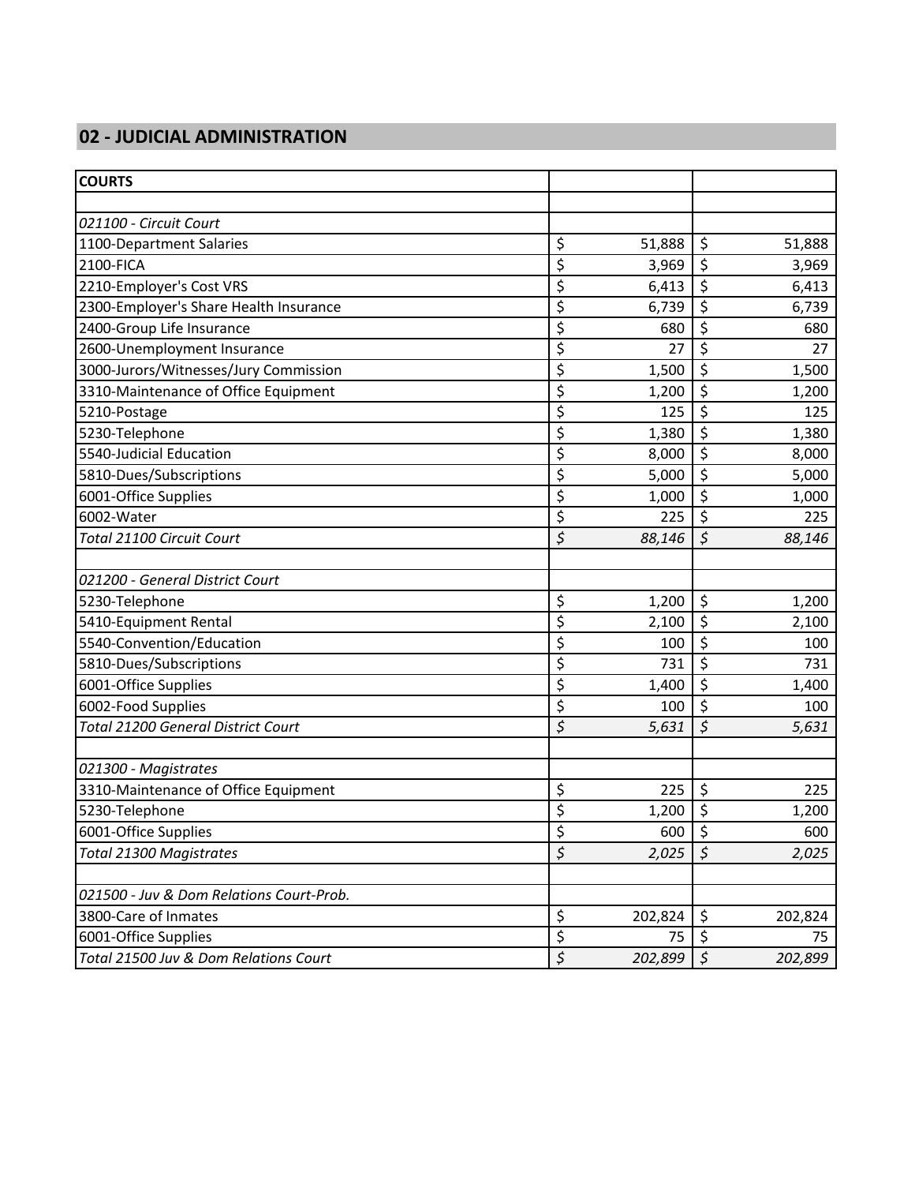## 02 - JUDICIAL ADMINISTRATION

| COURTS | | |
|---|---|---|
| | | |
| *021100 - Circuit Court* | | |
| 1100-Department Salaries | $ 51,888 | $ 51,888 |
| 2100-FICA | $ 3,969 | $ 3,969 |
| 2210-Employer's Cost VRS | $ 6,413 | $ 6,413 |
| 2300-Employer's Share Health Insurance | $ 6,739 | $ 6,739 |
| 2400-Group Life Insurance | $ 680 | $ 680 |
| 2600-Unemployment Insurance | $ 27 | $ 27 |
| 3000-Jurors/Witnesses/Jury Commission | $ 1,500 | $ 1,500 |
| 3310-Maintenance of Office Equipment | $ 1,200 | $ 1,200 |
| 5210-Postage | $ 125 | $ 125 |
| 5230-Telephone | $ 1,380 | $ 1,380 |
| 5540-Judicial Education | $ 8,000 | $ 8,000 |
| 5810-Dues/Subscriptions | $ 5,000 | $ 5,000 |
| 6001-Office Supplies | $ 1,000 | $ 1,000 |
| 6002-Water | $ 225 | $ 225 |
| *Total 21100 Circuit Court* | *$ 88,146* | *$ 88,146* |
| | | |
| *021200 - General District Court* | | |
| 5230-Telephone | $ 1,200 | $ 1,200 |
| 5410-Equipment Rental | $ 2,100 | $ 2,100 |
| 5540-Convention/Education | $ 100 | $ 100 |
| 5810-Dues/Subscriptions | $ 731 | $ 731 |
| 6001-Office Supplies | $ 1,400 | $ 1,400 |
| 6002-Food Supplies | $ 100 | $ 100 |
| *Total 21200 General District Court* | *$ 5,631* | *$ 5,631* |
| | | |
| *021300 - Magistrates* | | |
| 3310-Maintenance of Office Equipment | $ 225 | $ 225 |
| 5230-Telephone | $ 1,200 | $ 1,200 |
| 6001-Office Supplies | $ 600 | $ 600 |
| *Total 21300 Magistrates* | *$ 2,025* | *$ 2,025* |
| | | |
| *021500 - Juv & Dom Relations Court-Prob.* | | |
| 3800-Care of Inmates | $ 202,824 | $ 202,824 |
| 6001-Office Supplies | $ 75 | $ 75 |
| *Total 21500 Juv & Dom Relations Court* | *$ 202,899* | *$ 202,899* |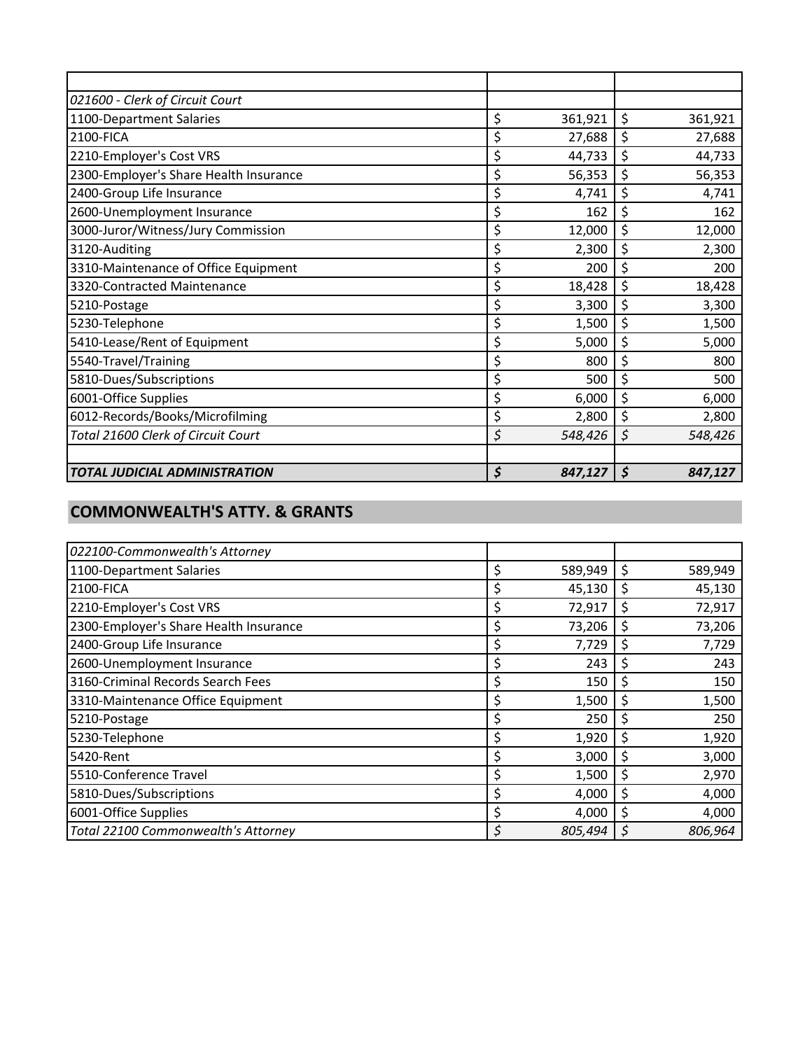| | | |
|---|---|---|
| *021600 - Clerk of Circuit Court* | | |
| 1100-Department Salaries | $ 361,921 | $ 361,921 |
| 2100-FICA | $ 27,688 | $ 27,688 |
| 2210-Employer's Cost VRS | $ 44,733 | $ 44,733 |
| 2300-Employer's Share Health Insurance | $ 56,353 | $ 56,353 |
| 2400-Group Life Insurance | $ 4,741 | $ 4,741 |
| 2600-Unemployment Insurance | $ 162 | $ 162 |
| 3000-Juror/Witness/Jury Commission | $ 12,000 | $ 12,000 |
| 3120-Auditing | $ 2,300 | $ 2,300 |
| 3310-Maintenance of Office Equipment | $ 200 | $ 200 |
| 3320-Contracted Maintenance | $ 18,428 | $ 18,428 |
| 5210-Postage | $ 3,300 | $ 3,300 |
| 5230-Telephone | $ 1,500 | $ 1,500 |
| 5410-Lease/Rent of Equipment | $ 5,000 | $ 5,000 |
| 5540-Travel/Training | $ 800 | $ 800 |
| 5810-Dues/Subscriptions | $ 500 | $ 500 |
| 6001-Office Supplies | $ 6,000 | $ 6,000 |
| 6012-Records/Books/Microfilming | $ 2,800 | $ 2,800 |
| *Total 21600 Clerk of Circuit Court* | *$ 548,426* | *$ 548,426* |
| | | |
| ***TOTAL JUDICIAL ADMINISTRATION*** | ***$ 847,127*** | ***$ 847,127*** |

## COMMONWEALTH'S ATTY. & GRANTS

| | | |
|---|---|---|
| *022100-Commonwealth's Attorney* | | |
| 1100-Department Salaries | $ 589,949 | $ 589,949 |
| 2100-FICA | $ 45,130 | $ 45,130 |
| 2210-Employer's Cost VRS | $ 72,917 | $ 72,917 |
| 2300-Employer's Share Health Insurance | $ 73,206 | $ 73,206 |
| 2400-Group Life Insurance | $ 7,729 | $ 7,729 |
| 2600-Unemployment Insurance | $ 243 | $ 243 |
| 3160-Criminal Records Search Fees | $ 150 | $ 150 |
| 3310-Maintenance Office Equipment | $ 1,500 | $ 1,500 |
| 5210-Postage | $ 250 | $ 250 |
| 5230-Telephone | $ 1,920 | $ 1,920 |
| 5420-Rent | $ 3,000 | $ 3,000 |
| 5510-Conference Travel | $ 1,500 | $ 2,970 |
| 5810-Dues/Subscriptions | $ 4,000 | $ 4,000 |
| 6001-Office Supplies | $ 4,000 | $ 4,000 |
| *Total 22100 Commonwealth's Attorney* | *$ 805,494* | *$ 806,964* |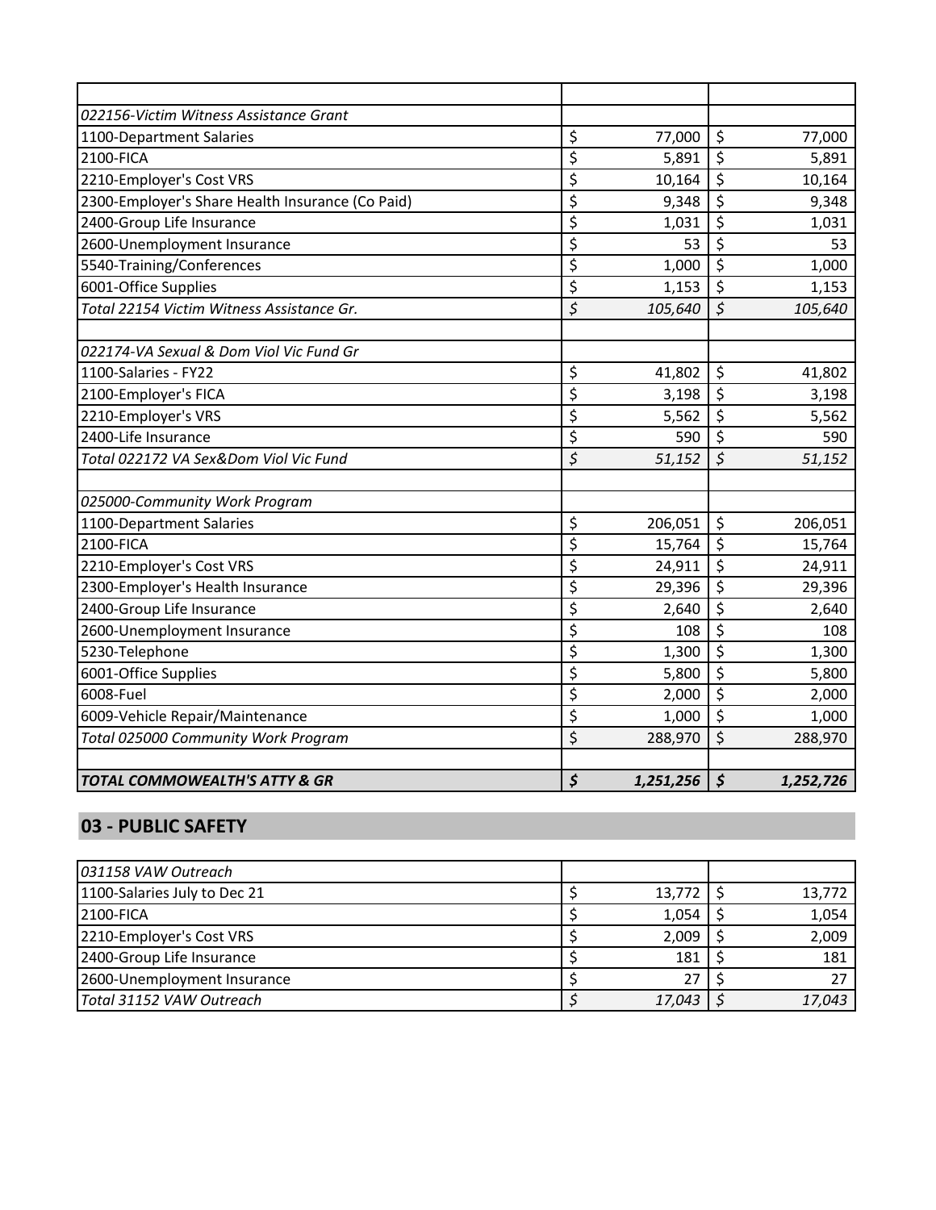| | | |
|---|---|---|
| *022156-Victim Witness Assistance Grant* | | |
| 1100-Department Salaries | $ 77,000 | $ 77,000 |
| 2100-FICA | $ 5,891 | $ 5,891 |
| 2210-Employer's Cost VRS | $ 10,164 | $ 10,164 |
| 2300-Employer's Share Health Insurance (Co Paid) | $ 9,348 | $ 9,348 |
| 2400-Group Life Insurance | $ 1,031 | $ 1,031 |
| 2600-Unemployment Insurance | $ 53 | $ 53 |
| 5540-Training/Conferences | $ 1,000 | $ 1,000 |
| 6001-Office Supplies | $ 1,153 | $ 1,153 |
| *Total 22154 Victim Witness Assistance Gr.* | *$ 105,640* | *$ 105,640* |
| | | |
| *022174-VA Sexual & Dom Viol Vic Fund Gr* | | |
| 1100-Salaries - FY22 | $ 41,802 | $ 41,802 |
| 2100-Employer's FICA | $ 3,198 | $ 3,198 |
| 2210-Employer's VRS | $ 5,562 | $ 5,562 |
| 2400-Life Insurance | $ 590 | $ 590 |
| *Total 022172 VA Sex&Dom Viol Vic Fund* | *$ 51,152* | *$ 51,152* |
| | | |
| *025000-Community Work Program* | | |
| 1100-Department Salaries | $ 206,051 | $ 206,051 |
| 2100-FICA | $ 15,764 | $ 15,764 |
| 2210-Employer's Cost VRS | $ 24,911 | $ 24,911 |
| 2300-Employer's Health Insurance | $ 29,396 | $ 29,396 |
| 2400-Group Life Insurance | $ 2,640 | $ 2,640 |
| 2600-Unemployment Insurance | $ 108 | $ 108 |
| 5230-Telephone | $ 1,300 | $ 1,300 |
| 6001-Office Supplies | $ 5,800 | $ 5,800 |
| 6008-Fuel | $ 2,000 | $ 2,000 |
| 6009-Vehicle Repair/Maintenance | $ 1,000 | $ 1,000 |
| *Total 025000 Community Work Program* | $ 288,970 | $ 288,970 |
| | | |
| ***TOTAL COMMOWEALTH'S ATTY & GR*** | ***$ 1,251,256*** | ***$ 1,252,726*** |

## 03 - PUBLIC SAFETY

| | | |
|---|---|---|
| *031158 VAW Outreach* | | |
| 1100-Salaries July to Dec 21 | $ 13,772 | $ 13,772 |
| 2100-FICA | $ 1,054 | $ 1,054 |
| 2210-Employer's Cost VRS | $ 2,009 | $ 2,009 |
| 2400-Group Life Insurance | $ 181 | $ 181 |
| 2600-Unemployment Insurance | $ 27 | $ 27 |
| *Total 31152 VAW Outreach* | *$ 17,043* | *$ 17,043* |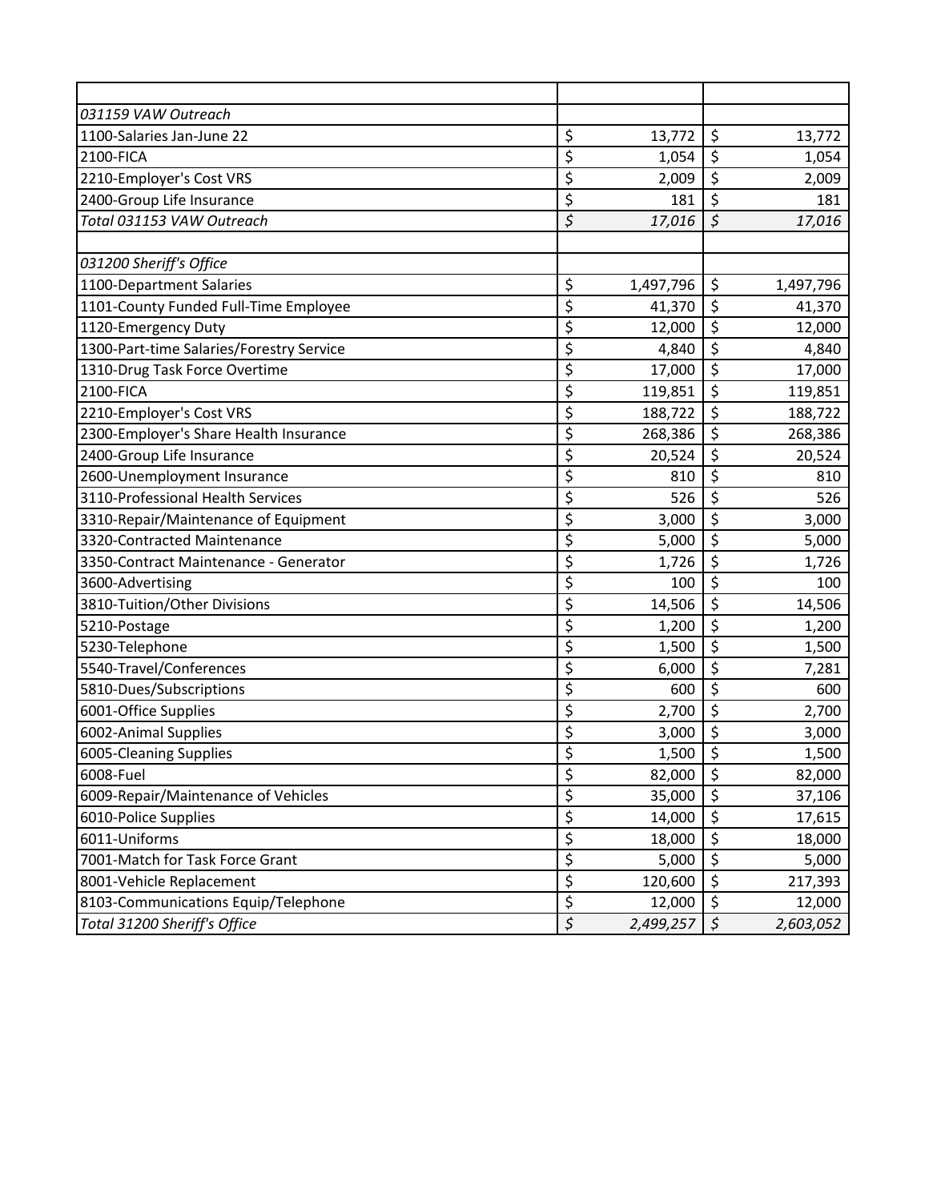| | | |
|---|---|---|
| *031159 VAW Outreach* | | |
| 1100-Salaries Jan-June 22 | $ 13,772 | $ 13,772 |
| 2100-FICA | $ 1,054 | $ 1,054 |
| 2210-Employer's Cost VRS | $ 2,009 | $ 2,009 |
| 2400-Group Life Insurance | $ 181 | $ 181 |
| *Total 031153 VAW Outreach* | *$ 17,016* | *$ 17,016* |
| | | |
| *031200 Sheriff's Office* | | |
| 1100-Department Salaries | $ 1,497,796 | $ 1,497,796 |
| 1101-County Funded Full-Time Employee | $ 41,370 | $ 41,370 |
| 1120-Emergency Duty | $ 12,000 | $ 12,000 |
| 1300-Part-time Salaries/Forestry Service | $ 4,840 | $ 4,840 |
| 1310-Drug Task Force Overtime | $ 17,000 | $ 17,000 |
| 2100-FICA | $ 119,851 | $ 119,851 |
| 2210-Employer's Cost VRS | $ 188,722 | $ 188,722 |
| 2300-Employer's Share Health Insurance | $ 268,386 | $ 268,386 |
| 2400-Group Life Insurance | $ 20,524 | $ 20,524 |
| 2600-Unemployment Insurance | $ 810 | $ 810 |
| 3110-Professional Health Services | $ 526 | $ 526 |
| 3310-Repair/Maintenance of Equipment | $ 3,000 | $ 3,000 |
| 3320-Contracted Maintenance | $ 5,000 | $ 5,000 |
| 3350-Contract Maintenance - Generator | $ 1,726 | $ 1,726 |
| 3600-Advertising | $ 100 | $ 100 |
| 3810-Tuition/Other Divisions | $ 14,506 | $ 14,506 |
| 5210-Postage | $ 1,200 | $ 1,200 |
| 5230-Telephone | $ 1,500 | $ 1,500 |
| 5540-Travel/Conferences | $ 6,000 | $ 7,281 |
| 5810-Dues/Subscriptions | $ 600 | $ 600 |
| 6001-Office Supplies | $ 2,700 | $ 2,700 |
| 6002-Animal Supplies | $ 3,000 | $ 3,000 |
| 6005-Cleaning Supplies | $ 1,500 | $ 1,500 |
| 6008-Fuel | $ 82,000 | $ 82,000 |
| 6009-Repair/Maintenance of Vehicles | $ 35,000 | $ 37,106 |
| 6010-Police Supplies | $ 14,000 | $ 17,615 |
| 6011-Uniforms | $ 18,000 | $ 18,000 |
| 7001-Match for Task Force Grant | $ 5,000 | $ 5,000 |
| 8001-Vehicle Replacement | $ 120,600 | $ 217,393 |
| 8103-Communications Equip/Telephone | $ 12,000 | $ 12,000 |
| *Total 31200 Sheriff's Office* | *$ 2,499,257* | *$ 2,603,052* |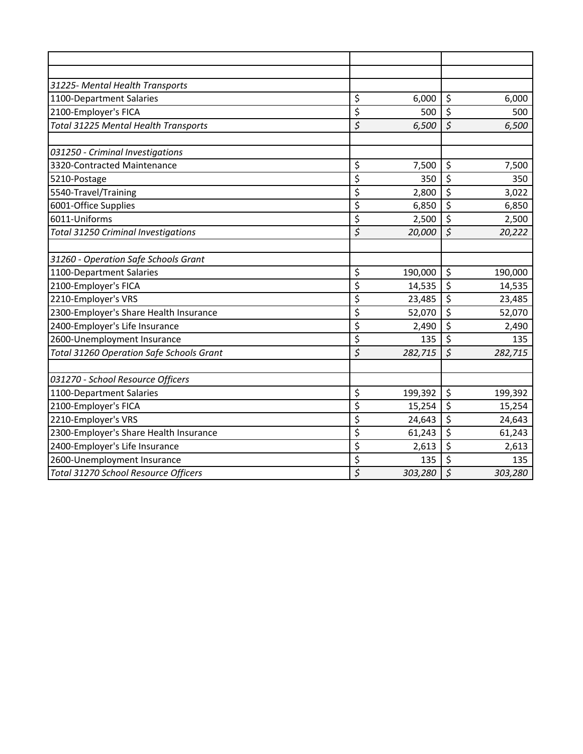| | | |
|---|---|---|
| | | |
| *31225- Mental Health Transports* | | |
| 1100-Department Salaries | $ 6,000 | $ 6,000 |
| 2100-Employer's FICA | $ 500 | $ 500 |
| *Total 31225 Mental Health Transports* | *$ 6,500* | *$ 6,500* |
| | | |
| *031250 - Criminal Investigations* | | |
| 3320-Contracted Maintenance | $ 7,500 | $ 7,500 |
| 5210-Postage | $ 350 | $ 350 |
| 5540-Travel/Training | $ 2,800 | $ 3,022 |
| 6001-Office Supplies | $ 6,850 | $ 6,850 |
| 6011-Uniforms | $ 2,500 | $ 2,500 |
| *Total 31250 Criminal Investigations* | *$ 20,000* | *$ 20,222* |
| | | |
| *31260 - Operation Safe Schools Grant* | | |
| 1100-Department Salaries | $ 190,000 | $ 190,000 |
| 2100-Employer's FICA | $ 14,535 | $ 14,535 |
| 2210-Employer's VRS | $ 23,485 | $ 23,485 |
| 2300-Employer's Share Health Insurance | $ 52,070 | $ 52,070 |
| 2400-Employer's Life Insurance | $ 2,490 | $ 2,490 |
| 2600-Unemployment Insurance | $ 135 | $ 135 |
| *Total 31260 Operation Safe Schools Grant* | *$ 282,715* | *$ 282,715* |
| | | |
| *031270 - School Resource Officers* | | |
| 1100-Department Salaries | $ 199,392 | $ 199,392 |
| 2100-Employer's FICA | $ 15,254 | $ 15,254 |
| 2210-Employer's VRS | $ 24,643 | $ 24,643 |
| 2300-Employer's Share Health Insurance | $ 61,243 | $ 61,243 |
| 2400-Employer's Life Insurance | $ 2,613 | $ 2,613 |
| 2600-Unemployment Insurance | $ 135 | $ 135 |
| *Total 31270 School Resource Officers* | *$ 303,280* | *$ 303,280* |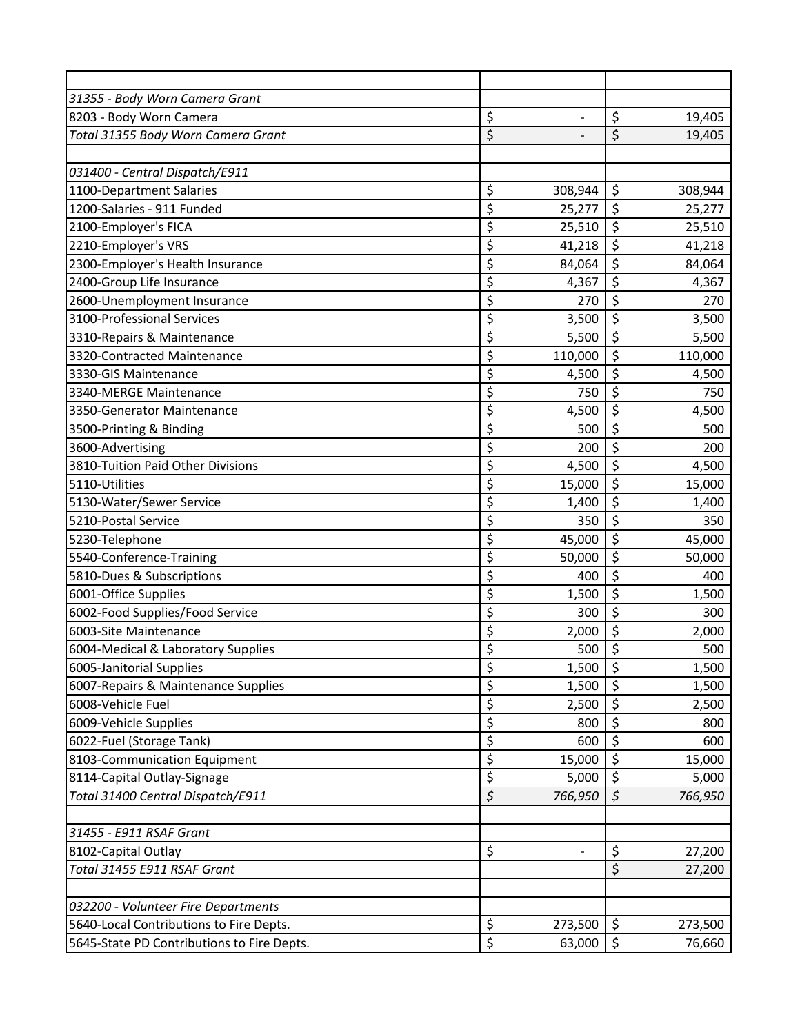| | | |
|---|---|---|
| *31355 - Body Worn Camera Grant* | | |
| 8203 - Body Worn Camera | $ - | $ 19,405 |
| *Total 31355 Body Worn Camera Grant* | $ - | $ 19,405 |
| | | |
| *031400 - Central Dispatch/E911* | | |
| 1100-Department Salaries | $ 308,944 | $ 308,944 |
| 1200-Salaries - 911 Funded | $ 25,277 | $ 25,277 |
| 2100-Employer's FICA | $ 25,510 | $ 25,510 |
| 2210-Employer's VRS | $ 41,218 | $ 41,218 |
| 2300-Employer's Health Insurance | $ 84,064 | $ 84,064 |
| 2400-Group Life Insurance | $ 4,367 | $ 4,367 |
| 2600-Unemployment Insurance | $ 270 | $ 270 |
| 3100-Professional Services | $ 3,500 | $ 3,500 |
| 3310-Repairs & Maintenance | $ 5,500 | $ 5,500 |
| 3320-Contracted Maintenance | $ 110,000 | $ 110,000 |
| 3330-GIS Maintenance | $ 4,500 | $ 4,500 |
| 3340-MERGE Maintenance | $ 750 | $ 750 |
| 3350-Generator Maintenance | $ 4,500 | $ 4,500 |
| 3500-Printing & Binding | $ 500 | $ 500 |
| 3600-Advertising | $ 200 | $ 200 |
| 3810-Tuition Paid Other Divisions | $ 4,500 | $ 4,500 |
| 5110-Utilities | $ 15,000 | $ 15,000 |
| 5130-Water/Sewer Service | $ 1,400 | $ 1,400 |
| 5210-Postal Service | $ 350 | $ 350 |
| 5230-Telephone | $ 45,000 | $ 45,000 |
| 5540-Conference-Training | $ 50,000 | $ 50,000 |
| 5810-Dues & Subscriptions | $ 400 | $ 400 |
| 6001-Office Supplies | $ 1,500 | $ 1,500 |
| 6002-Food Supplies/Food Service | $ 300 | $ 300 |
| 6003-Site Maintenance | $ 2,000 | $ 2,000 |
| 6004-Medical & Laboratory Supplies | $ 500 | $ 500 |
| 6005-Janitorial Supplies | $ 1,500 | $ 1,500 |
| 6007-Repairs & Maintenance Supplies | $ 1,500 | $ 1,500 |
| 6008-Vehicle Fuel | $ 2,500 | $ 2,500 |
| 6009-Vehicle Supplies | $ 800 | $ 800 |
| 6022-Fuel (Storage Tank) | $ 600 | $ 600 |
| 8103-Communication Equipment | $ 15,000 | $ 15,000 |
| 8114-Capital Outlay-Signage | $ 5,000 | $ 5,000 |
| *Total 31400 Central Dispatch/E911* | *$ 766,950* | *$ 766,950* |
| | | |
| *31455 - E911 RSAF Grant* | | |
| 8102-Capital Outlay | $ - | $ 27,200 |
| *Total 31455 E911 RSAF Grant* | | $ 27,200 |
| | | |
| *032200 - Volunteer Fire Departments* | | |
| 5640-Local Contributions to Fire Depts. | $ 273,500 | $ 273,500 |
| 5645-State PD Contributions to Fire Depts. | $ 63,000 | $ 76,660 |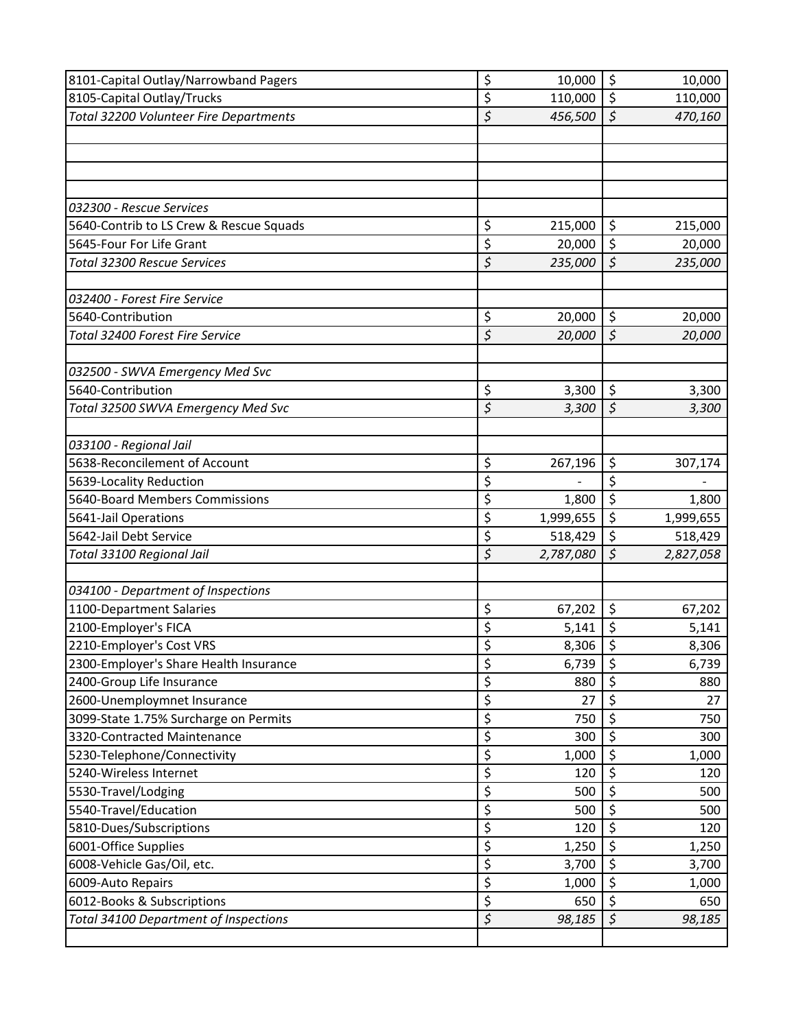| | | |
|---|---|---|
| 8101-Capital Outlay/Narrowband Pagers | $ 10,000 | $ 10,000 |
| 8105-Capital Outlay/Trucks | $ 110,000 | $ 110,000 |
| *Total 32200 Volunteer Fire Departments* | *$ 456,500* | *$ 470,160* |
| | | |
| | | |
| | | |
| | | |
| *032300 - Rescue Services* | | |
| 5640-Contrib to LS Crew & Rescue Squads | $ 215,000 | $ 215,000 |
| 5645-Four For Life Grant | $ 20,000 | $ 20,000 |
| *Total 32300 Rescue Services* | *$ 235,000* | *$ 235,000* |
| | | |
| *032400 - Forest Fire Service* | | |
| 5640-Contribution | $ 20,000 | $ 20,000 |
| *Total 32400 Forest Fire Service* | *$ 20,000* | *$ 20,000* |
| | | |
| *032500 - SWVA Emergency Med Svc* | | |
| 5640-Contribution | $ 3,300 | $ 3,300 |
| *Total 32500 SWVA Emergency Med Svc* | *$ 3,300* | *$ 3,300* |
| | | |
| *033100 - Regional Jail* | | |
| 5638-Reconcilement of Account | $ 267,196 | $ 307,174 |
| 5639-Locality Reduction | $ - | $ - |
| 5640-Board Members Commissions | $ 1,800 | $ 1,800 |
| 5641-Jail Operations | $ 1,999,655 | $ 1,999,655 |
| 5642-Jail Debt Service | $ 518,429 | $ 518,429 |
| *Total 33100 Regional Jail* | *$ 2,787,080* | *$ 2,827,058* |
| | | |
| *034100 - Department of Inspections* | | |
| 1100-Department Salaries | $ 67,202 | $ 67,202 |
| 2100-Employer's FICA | $ 5,141 | $ 5,141 |
| 2210-Employer's Cost VRS | $ 8,306 | $ 8,306 |
| 2300-Employer's Share Health Insurance | $ 6,739 | $ 6,739 |
| 2400-Group Life Insurance | $ 880 | $ 880 |
| 2600-Unemploymnet Insurance | $ 27 | $ 27 |
| 3099-State 1.75% Surcharge on Permits | $ 750 | $ 750 |
| 3320-Contracted Maintenance | $ 300 | $ 300 |
| 5230-Telephone/Connectivity | $ 1,000 | $ 1,000 |
| 5240-Wireless Internet | $ 120 | $ 120 |
| 5530-Travel/Lodging | $ 500 | $ 500 |
| 5540-Travel/Education | $ 500 | $ 500 |
| 5810-Dues/Subscriptions | $ 120 | $ 120 |
| 6001-Office Supplies | $ 1,250 | $ 1,250 |
| 6008-Vehicle Gas/Oil, etc. | $ 3,700 | $ 3,700 |
| 6009-Auto Repairs | $ 1,000 | $ 1,000 |
| 6012-Books & Subscriptions | $ 650 | $ 650 |
| *Total 34100 Department of Inspections* | *$ 98,185* | *$ 98,185* |
| | | |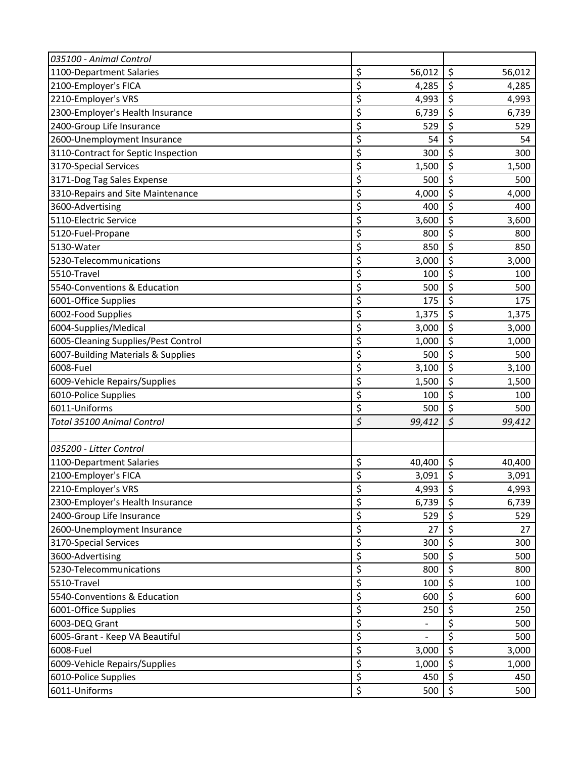| *035100 - Animal Control* | | |
|---|---|---|
| 1100-Department Salaries | $ 56,012 | $ 56,012 |
| 2100-Employer's FICA | $ 4,285 | $ 4,285 |
| 2210-Employer's VRS | $ 4,993 | $ 4,993 |
| 2300-Employer's Health Insurance | $ 6,739 | $ 6,739 |
| 2400-Group Life Insurance | $ 529 | $ 529 |
| 2600-Unemployment Insurance | $ 54 | $ 54 |
| 3110-Contract for Septic Inspection | $ 300 | $ 300 |
| 3170-Special Services | $ 1,500 | $ 1,500 |
| 3171-Dog Tag Sales Expense | $ 500 | $ 500 |
| 3310-Repairs and Site Maintenance | $ 4,000 | $ 4,000 |
| 3600-Advertising | $ 400 | $ 400 |
| 5110-Electric Service | $ 3,600 | $ 3,600 |
| 5120-Fuel-Propane | $ 800 | $ 800 |
| 5130-Water | $ 850 | $ 850 |
| 5230-Telecommunications | $ 3,000 | $ 3,000 |
| 5510-Travel | $ 100 | $ 100 |
| 5540-Conventions & Education | $ 500 | $ 500 |
| 6001-Office Supplies | $ 175 | $ 175 |
| 6002-Food Supplies | $ 1,375 | $ 1,375 |
| 6004-Supplies/Medical | $ 3,000 | $ 3,000 |
| 6005-Cleaning Supplies/Pest Control | $ 1,000 | $ 1,000 |
| 6007-Building Materials & Supplies | $ 500 | $ 500 |
| 6008-Fuel | $ 3,100 | $ 3,100 |
| 6009-Vehicle Repairs/Supplies | $ 1,500 | $ 1,500 |
| 6010-Police Supplies | $ 100 | $ 100 |
| 6011-Uniforms | $ 500 | $ 500 |
| *Total 35100 Animal Control* | *$ 99,412* | *$ 99,412* |
| | | |
| *035200 - Litter Control* | | |
| 1100-Department Salaries | $ 40,400 | $ 40,400 |
| 2100-Employer's FICA | $ 3,091 | $ 3,091 |
| 2210-Employer's VRS | $ 4,993 | $ 4,993 |
| 2300-Employer's Health Insurance | $ 6,739 | $ 6,739 |
| 2400-Group Life Insurance | $ 529 | $ 529 |
| 2600-Unemployment Insurance | $ 27 | $ 27 |
| 3170-Special Services | $ 300 | $ 300 |
| 3600-Advertising | $ 500 | $ 500 |
| 5230-Telecommunications | $ 800 | $ 800 |
| 5510-Travel | $ 100 | $ 100 |
| 5540-Conventions & Education | $ 600 | $ 600 |
| 6001-Office Supplies | $ 250 | $ 250 |
| 6003-DEQ Grant | $ - | $ 500 |
| 6005-Grant - Keep VA Beautiful | $ - | $ 500 |
| 6008-Fuel | $ 3,000 | $ 3,000 |
| 6009-Vehicle Repairs/Supplies | $ 1,000 | $ 1,000 |
| 6010-Police Supplies | $ 450 | $ 450 |
| 6011-Uniforms | $ 500 | $ 500 |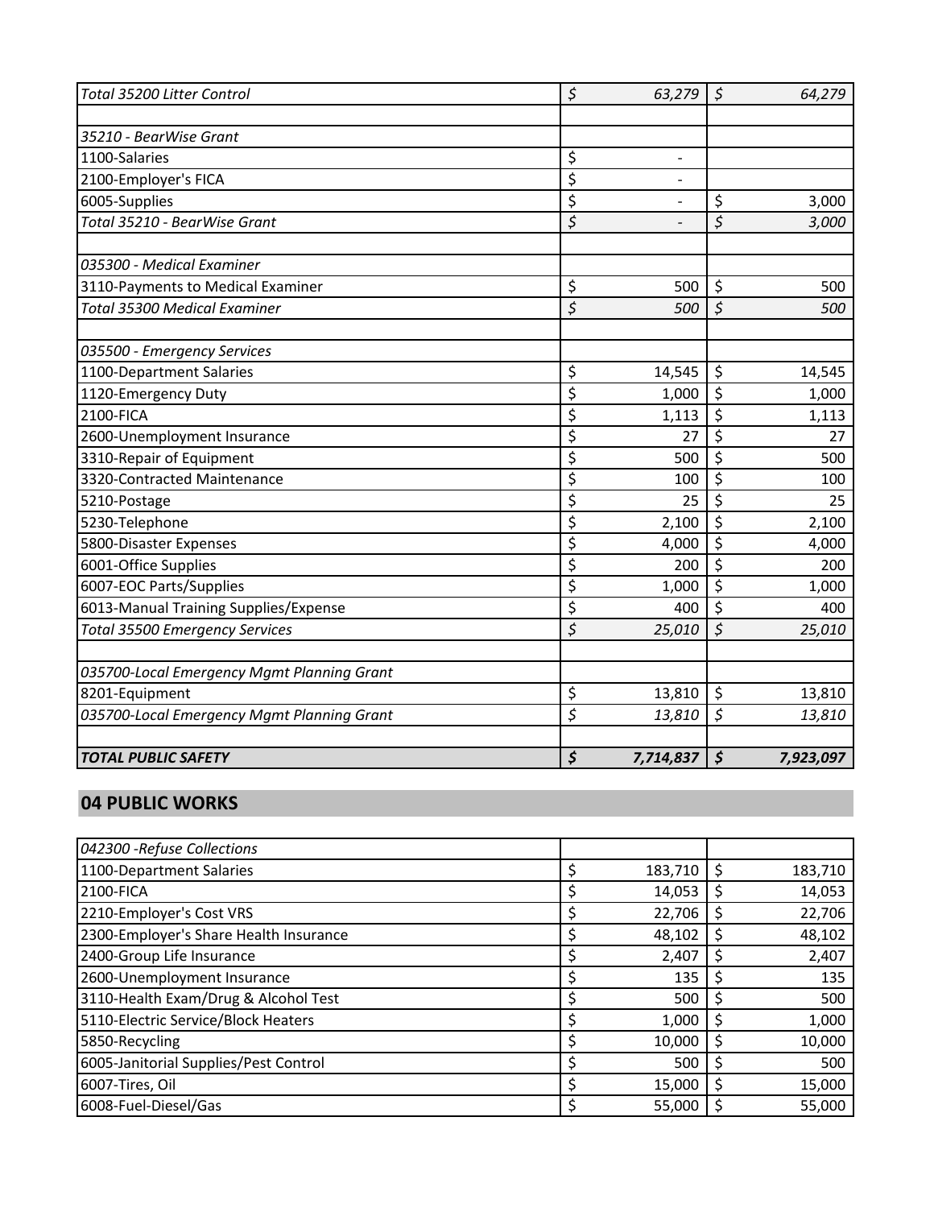| | | |
|---|---|---|
| *Total 35200 Litter Control* | *$ 63,279* | *$ 64,279* |
| | | |
| *35210 - BearWise Grant* | | |
| 1100-Salaries | $ - | |
| 2100-Employer's FICA | $ - | |
| 6005-Supplies | $ - | $ 3,000 |
| *Total 35210 - BearWise Grant* | *$ -* | *$ 3,000* |
| | | |
| *035300 - Medical Examiner* | | |
| 3110-Payments to Medical Examiner | $ 500 | $ 500 |
| *Total 35300 Medical Examiner* | *$ 500* | *$ 500* |
| | | |
| *035500 - Emergency Services* | | |
| 1100-Department Salaries | $ 14,545 | $ 14,545 |
| 1120-Emergency Duty | $ 1,000 | $ 1,000 |
| 2100-FICA | $ 1,113 | $ 1,113 |
| 2600-Unemployment Insurance | $ 27 | $ 27 |
| 3310-Repair of Equipment | $ 500 | $ 500 |
| 3320-Contracted Maintenance | $ 100 | $ 100 |
| 5210-Postage | $ 25 | $ 25 |
| 5230-Telephone | $ 2,100 | $ 2,100 |
| 5800-Disaster Expenses | $ 4,000 | $ 4,000 |
| 6001-Office Supplies | $ 200 | $ 200 |
| 6007-EOC Parts/Supplies | $ 1,000 | $ 1,000 |
| 6013-Manual Training Supplies/Expense | $ 400 | $ 400 |
| *Total 35500 Emergency Services* | *$ 25,010* | *$ 25,010* |
| | | |
| *035700-Local Emergency Mgmt Planning Grant* | | |
| 8201-Equipment | $ 13,810 | $ 13,810 |
| *035700-Local Emergency Mgmt Planning Grant* | *$ 13,810* | *$ 13,810* |
| | | |
| ***TOTAL PUBLIC SAFETY*** | ***$ 7,714,837*** | ***$ 7,923,097*** |

## 04 PUBLIC WORKS

| | | |
|---|---|---|
| *042300 -Refuse Collections* | | |
| 1100-Department Salaries | $ 183,710 | $ 183,710 |
| 2100-FICA | $ 14,053 | $ 14,053 |
| 2210-Employer's Cost VRS | $ 22,706 | $ 22,706 |
| 2300-Employer's Share Health Insurance | $ 48,102 | $ 48,102 |
| 2400-Group Life Insurance | $ 2,407 | $ 2,407 |
| 2600-Unemployment Insurance | $ 135 | $ 135 |
| 3110-Health Exam/Drug & Alcohol Test | $ 500 | $ 500 |
| 5110-Electric Service/Block Heaters | $ 1,000 | $ 1,000 |
| 5850-Recycling | $ 10,000 | $ 10,000 |
| 6005-Janitorial Supplies/Pest Control | $ 500 | $ 500 |
| 6007-Tires, Oil | $ 15,000 | $ 15,000 |
| 6008-Fuel-Diesel/Gas | $ 55,000 | $ 55,000 |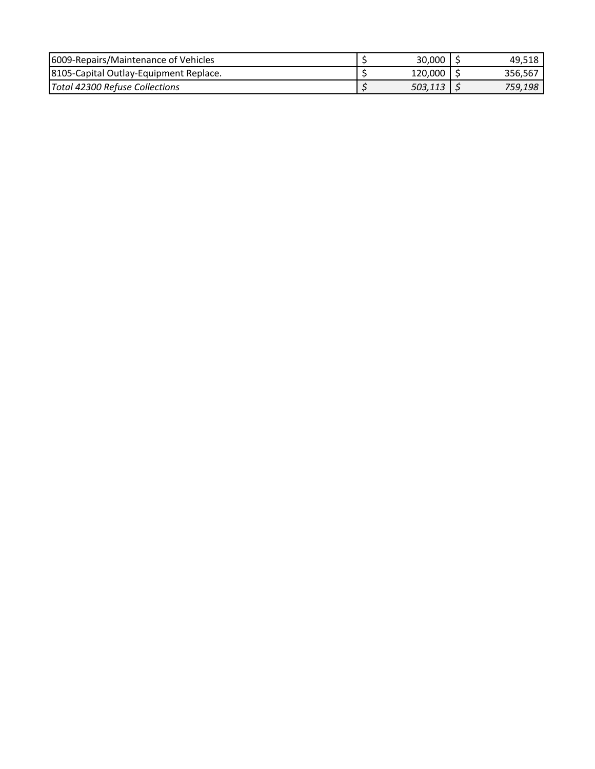| | | |
|---|---|---|
| 6009-Repairs/Maintenance of Vehicles | $ 30,000 | $ 49,518 |
| 8105-Capital Outlay-Equipment Replace. | $ 120,000 | $ 356,567 |
| *Total 42300 Refuse Collections* | *$ 503,113* | *$ 759,198* |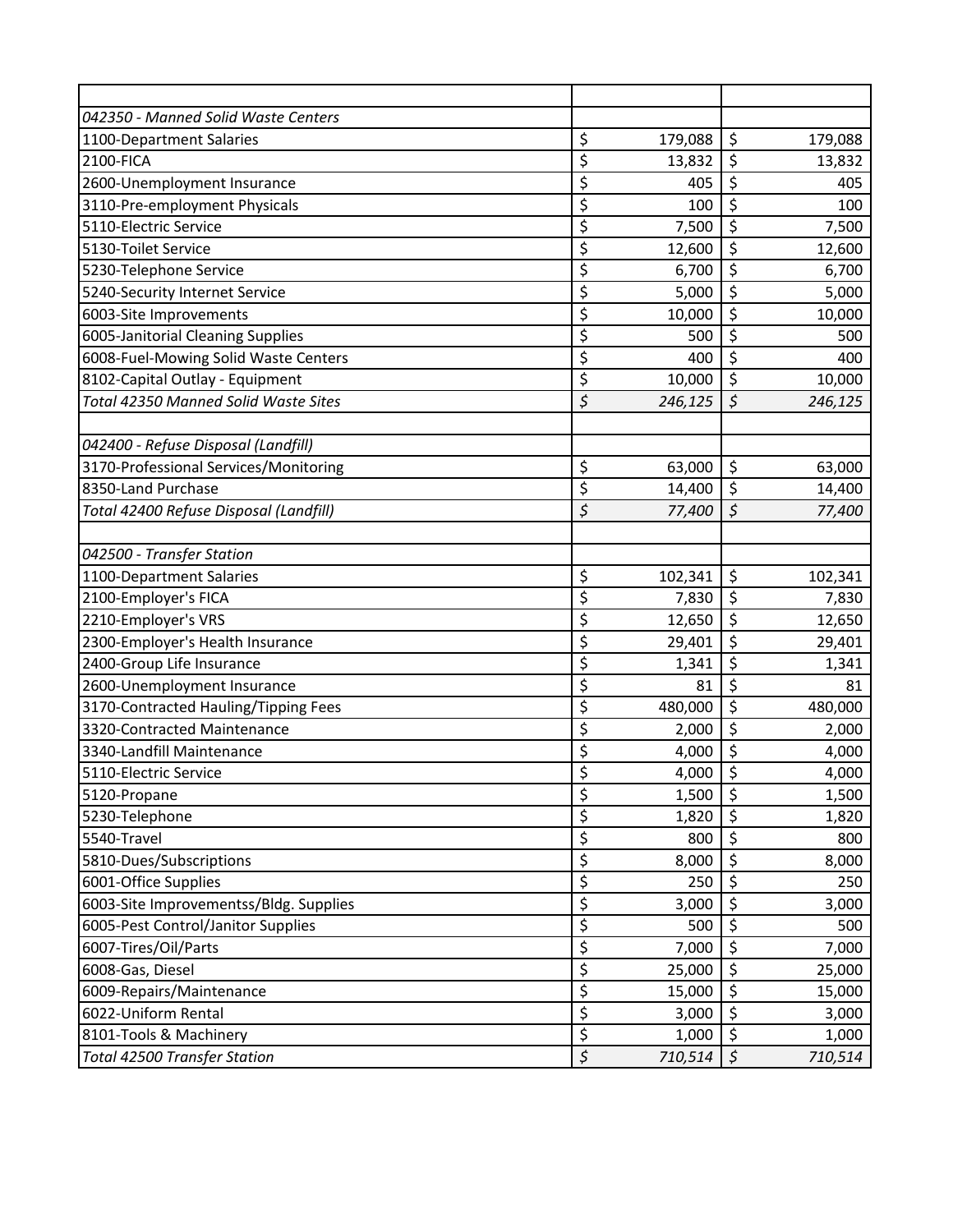| | | |
|---|---|---|
| *042350 - Manned Solid Waste Centers* | | |
| 1100-Department Salaries | $ 179,088 | $ 179,088 |
| 2100-FICA | $ 13,832 | $ 13,832 |
| 2600-Unemployment Insurance | $ 405 | $ 405 |
| 3110-Pre-employment Physicals | $ 100 | $ 100 |
| 5110-Electric Service | $ 7,500 | $ 7,500 |
| 5130-Toilet Service | $ 12,600 | $ 12,600 |
| 5230-Telephone Service | $ 6,700 | $ 6,700 |
| 5240-Security Internet Service | $ 5,000 | $ 5,000 |
| 6003-Site Improvements | $ 10,000 | $ 10,000 |
| 6005-Janitorial Cleaning Supplies | $ 500 | $ 500 |
| 6008-Fuel-Mowing Solid Waste Centers | $ 400 | $ 400 |
| 8102-Capital Outlay - Equipment | $ 10,000 | $ 10,000 |
| *Total 42350 Manned Solid Waste Sites* | *$ 246,125* | *$ 246,125* |
| | | |
| *042400 - Refuse Disposal (Landfill)* | | |
| 3170-Professional Services/Monitoring | $ 63,000 | $ 63,000 |
| 8350-Land Purchase | $ 14,400 | $ 14,400 |
| *Total 42400 Refuse Disposal (Landfill)* | *$ 77,400* | *$ 77,400* |
| | | |
| *042500 - Transfer Station* | | |
| 1100-Department Salaries | $ 102,341 | $ 102,341 |
| 2100-Employer's FICA | $ 7,830 | $ 7,830 |
| 2210-Employer's VRS | $ 12,650 | $ 12,650 |
| 2300-Employer's Health Insurance | $ 29,401 | $ 29,401 |
| 2400-Group Life Insurance | $ 1,341 | $ 1,341 |
| 2600-Unemployment Insurance | $ 81 | $ 81 |
| 3170-Contracted Hauling/Tipping Fees | $ 480,000 | $ 480,000 |
| 3320-Contracted Maintenance | $ 2,000 | $ 2,000 |
| 3340-Landfill Maintenance | $ 4,000 | $ 4,000 |
| 5110-Electric Service | $ 4,000 | $ 4,000 |
| 5120-Propane | $ 1,500 | $ 1,500 |
| 5230-Telephone | $ 1,820 | $ 1,820 |
| 5540-Travel | $ 800 | $ 800 |
| 5810-Dues/Subscriptions | $ 8,000 | $ 8,000 |
| 6001-Office Supplies | $ 250 | $ 250 |
| 6003-Site Improvementss/Bldg. Supplies | $ 3,000 | $ 3,000 |
| 6005-Pest Control/Janitor Supplies | $ 500 | $ 500 |
| 6007-Tires/Oil/Parts | $ 7,000 | $ 7,000 |
| 6008-Gas, Diesel | $ 25,000 | $ 25,000 |
| 6009-Repairs/Maintenance | $ 15,000 | $ 15,000 |
| 6022-Uniform Rental | $ 3,000 | $ 3,000 |
| 8101-Tools & Machinery | $ 1,000 | $ 1,000 |
| *Total 42500 Transfer Station* | *$ 710,514* | *$ 710,514* |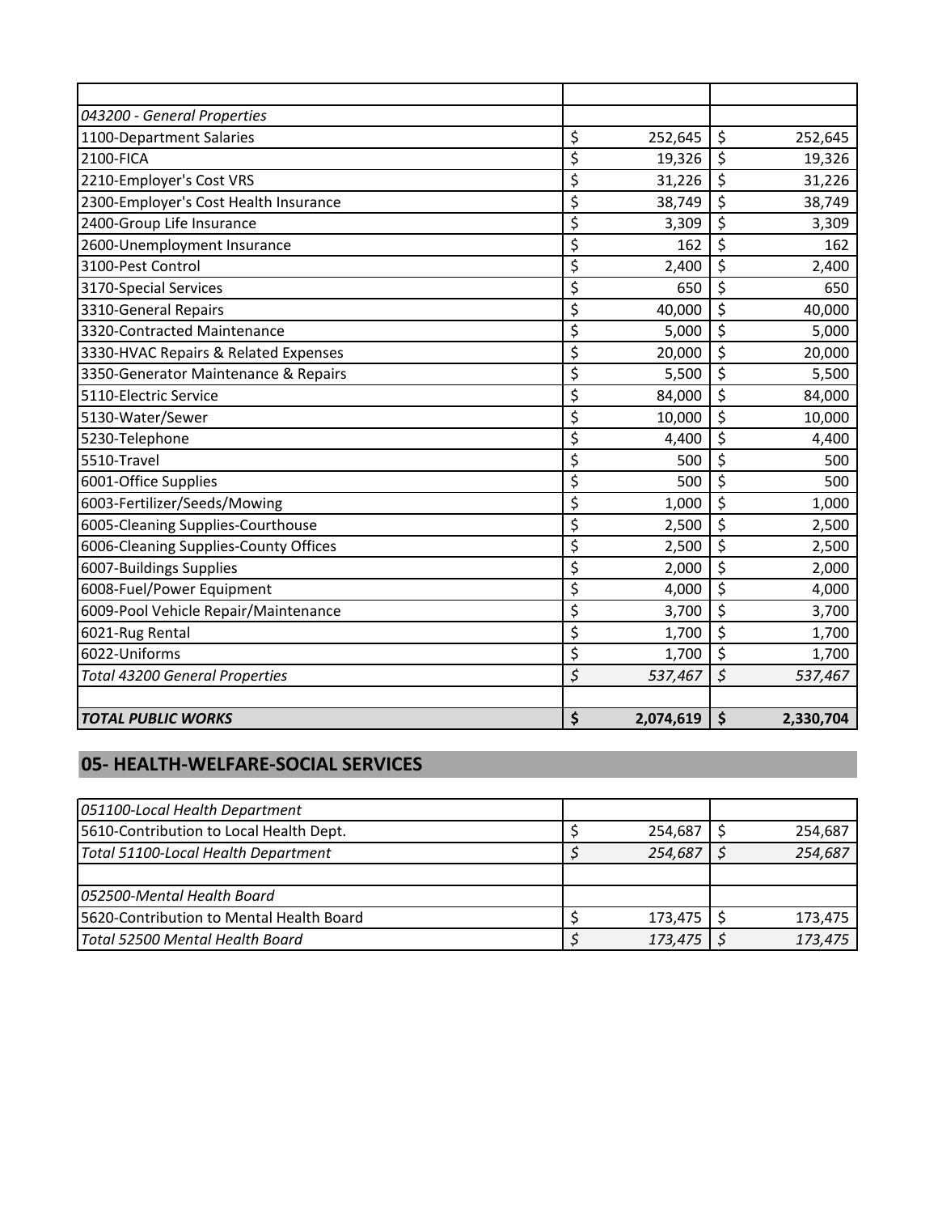| | | |
|---|---|---|
| *043200 - General Properties* | | |
| 1100-Department Salaries | $ 252,645 | $ 252,645 |
| 2100-FICA | $ 19,326 | $ 19,326 |
| 2210-Employer's Cost VRS | $ 31,226 | $ 31,226 |
| 2300-Employer's Cost Health Insurance | $ 38,749 | $ 38,749 |
| 2400-Group Life Insurance | $ 3,309 | $ 3,309 |
| 2600-Unemployment Insurance | $ 162 | $ 162 |
| 3100-Pest Control | $ 2,400 | $ 2,400 |
| 3170-Special Services | $ 650 | $ 650 |
| 3310-General Repairs | $ 40,000 | $ 40,000 |
| 3320-Contracted Maintenance | $ 5,000 | $ 5,000 |
| 3330-HVAC Repairs & Related Expenses | $ 20,000 | $ 20,000 |
| 3350-Generator Maintenance & Repairs | $ 5,500 | $ 5,500 |
| 5110-Electric Service | $ 84,000 | $ 84,000 |
| 5130-Water/Sewer | $ 10,000 | $ 10,000 |
| 5230-Telephone | $ 4,400 | $ 4,400 |
| 5510-Travel | $ 500 | $ 500 |
| 6001-Office Supplies | $ 500 | $ 500 |
| 6003-Fertilizer/Seeds/Mowing | $ 1,000 | $ 1,000 |
| 6005-Cleaning Supplies-Courthouse | $ 2,500 | $ 2,500 |
| 6006-Cleaning Supplies-County Offices | $ 2,500 | $ 2,500 |
| 6007-Buildings Supplies | $ 2,000 | $ 2,000 |
| 6008-Fuel/Power Equipment | $ 4,000 | $ 4,000 |
| 6009-Pool Vehicle Repair/Maintenance | $ 3,700 | $ 3,700 |
| 6021-Rug Rental | $ 1,700 | $ 1,700 |
| 6022-Uniforms | $ 1,700 | $ 1,700 |
| *Total 43200 General Properties* | *$ 537,467* | *$ 537,467* |
| | | |
| ***TOTAL PUBLIC WORKS*** | **$ 2,074,619** | **$ 2,330,704** |

## 05- HEALTH-WELFARE-SOCIAL SERVICES

| | | |
|---|---|---|
| *051100-Local Health Department* | | |
| 5610-Contribution to Local Health Dept. | $ 254,687 | $ 254,687 |
| *Total 51100-Local Health Department* | *$ 254,687* | *$ 254,687* |
| | | |
| *052500-Mental Health Board* | | |
| 5620-Contribution to Mental Health Board | $ 173,475 | $ 173,475 |
| *Total 52500 Mental Health Board* | *$ 173,475* | *$ 173,475* |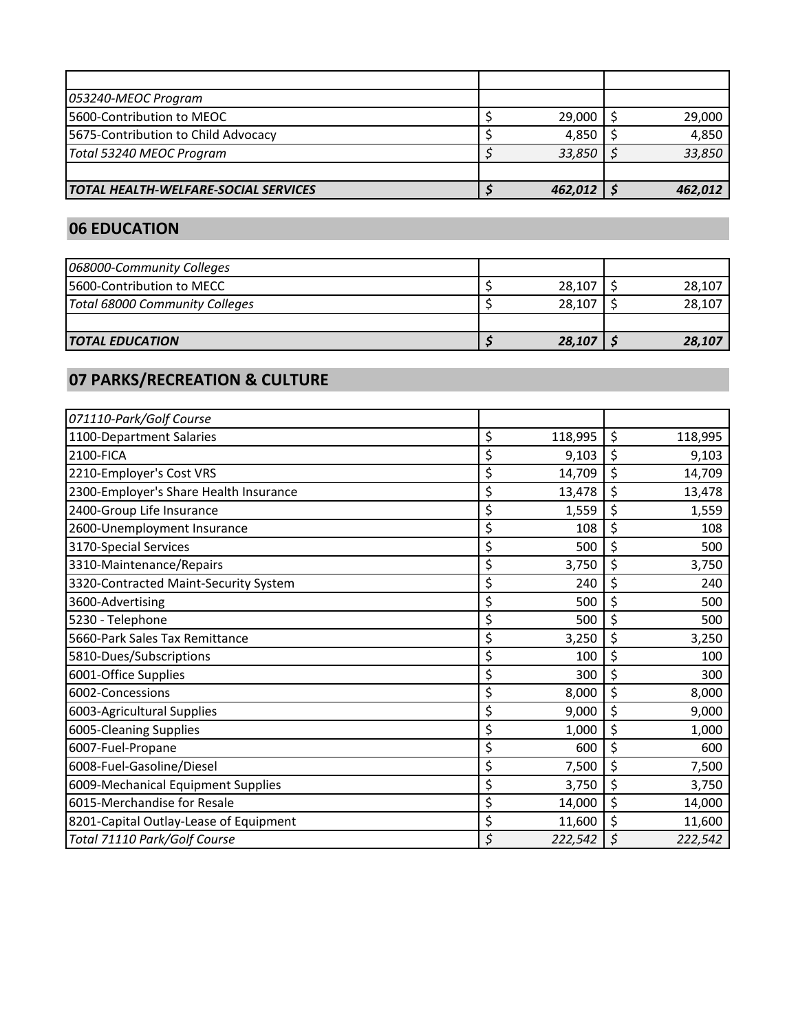| | | |
|---|---|---|
| *053240-MEOC Program* | | |
| 5600-Contribution to MEOC | $ 29,000 | $ 29,000 |
| 5675-Contribution to Child Advocacy | $ 4,850 | $ 4,850 |
| *Total 53240 MEOC Program* | *$ 33,850* | *$ 33,850* |
| | | |
| ***TOTAL HEALTH-WELFARE-SOCIAL SERVICES*** | ***$ 462,012*** | ***$ 462,012*** |

## 06 EDUCATION

| | | |
|---|---|---|
| *068000-Community Colleges* | | |
| 5600-Contribution to MECC | $ 28,107 | $ 28,107 |
| *Total 68000 Community Colleges* | $ 28,107 | $ 28,107 |
| | | |
| ***TOTAL EDUCATION*** | ***$ 28,107*** | ***$ 28,107*** |

## 07 PARKS/RECREATION & CULTURE

| | | |
|---|---|---|
| *071110-Park/Golf Course* | | |
| 1100-Department Salaries | $ 118,995 | $ 118,995 |
| 2100-FICA | $ 9,103 | $ 9,103 |
| 2210-Employer's Cost VRS | $ 14,709 | $ 14,709 |
| 2300-Employer's Share Health Insurance | $ 13,478 | $ 13,478 |
| 2400-Group Life Insurance | $ 1,559 | $ 1,559 |
| 2600-Unemployment Insurance | $ 108 | $ 108 |
| 3170-Special Services | $ 500 | $ 500 |
| 3310-Maintenance/Repairs | $ 3,750 | $ 3,750 |
| 3320-Contracted Maint-Security System | $ 240 | $ 240 |
| 3600-Advertising | $ 500 | $ 500 |
| 5230 - Telephone | $ 500 | $ 500 |
| 5660-Park Sales Tax Remittance | $ 3,250 | $ 3,250 |
| 5810-Dues/Subscriptions | $ 100 | $ 100 |
| 6001-Office Supplies | $ 300 | $ 300 |
| 6002-Concessions | $ 8,000 | $ 8,000 |
| 6003-Agricultural Supplies | $ 9,000 | $ 9,000 |
| 6005-Cleaning Supplies | $ 1,000 | $ 1,000 |
| 6007-Fuel-Propane | $ 600 | $ 600 |
| 6008-Fuel-Gasoline/Diesel | $ 7,500 | $ 7,500 |
| 6009-Mechanical Equipment Supplies | $ 3,750 | $ 3,750 |
| 6015-Merchandise for Resale | $ 14,000 | $ 14,000 |
| 8201-Capital Outlay-Lease of Equipment | $ 11,600 | $ 11,600 |
| *Total 71110 Park/Golf Course* | *$ 222,542* | *$ 222,542* |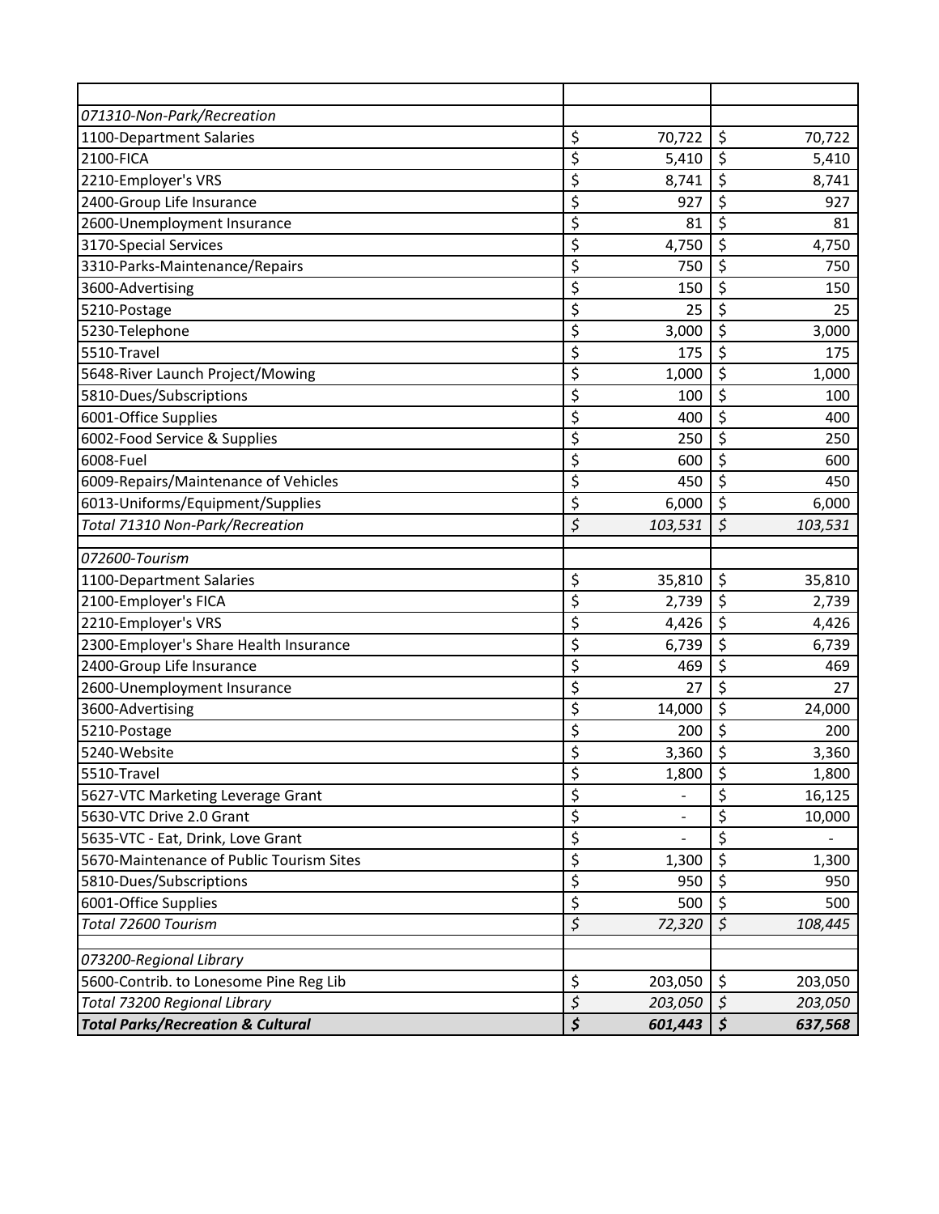| | | |
|---|---|---|
| *071310-Non-Park/Recreation* | | |
| 1100-Department Salaries | $ 70,722 | $ 70,722 |
| 2100-FICA | $ 5,410 | $ 5,410 |
| 2210-Employer's VRS | $ 8,741 | $ 8,741 |
| 2400-Group Life Insurance | $ 927 | $ 927 |
| 2600-Unemployment Insurance | $ 81 | $ 81 |
| 3170-Special Services | $ 4,750 | $ 4,750 |
| 3310-Parks-Maintenance/Repairs | $ 750 | $ 750 |
| 3600-Advertising | $ 150 | $ 150 |
| 5210-Postage | $ 25 | $ 25 |
| 5230-Telephone | $ 3,000 | $ 3,000 |
| 5510-Travel | $ 175 | $ 175 |
| 5648-River Launch Project/Mowing | $ 1,000 | $ 1,000 |
| 5810-Dues/Subscriptions | $ 100 | $ 100 |
| 6001-Office Supplies | $ 400 | $ 400 |
| 6002-Food Service & Supplies | $ 250 | $ 250 |
| 6008-Fuel | $ 600 | $ 600 |
| 6009-Repairs/Maintenance of Vehicles | $ 450 | $ 450 |
| 6013-Uniforms/Equipment/Supplies | $ 6,000 | $ 6,000 |
| *Total 71310 Non-Park/Recreation* | *$ 103,531* | *$ 103,531* |
| | | |
| *072600-Tourism* | | |
| 1100-Department Salaries | $ 35,810 | $ 35,810 |
| 2100-Employer's FICA | $ 2,739 | $ 2,739 |
| 2210-Employer's VRS | $ 4,426 | $ 4,426 |
| 2300-Employer's Share Health Insurance | $ 6,739 | $ 6,739 |
| 2400-Group Life Insurance | $ 469 | $ 469 |
| 2600-Unemployment Insurance | $ 27 | $ 27 |
| 3600-Advertising | $ 14,000 | $ 24,000 |
| 5210-Postage | $ 200 | $ 200 |
| 5240-Website | $ 3,360 | $ 3,360 |
| 5510-Travel | $ 1,800 | $ 1,800 |
| 5627-VTC Marketing Leverage Grant | $ - | $ 16,125 |
| 5630-VTC Drive 2.0 Grant | $ - | $ 10,000 |
| 5635-VTC - Eat, Drink, Love Grant | $ - | $ - |
| 5670-Maintenance of Public Tourism Sites | $ 1,300 | $ 1,300 |
| 5810-Dues/Subscriptions | $ 950 | $ 950 |
| 6001-Office Supplies | $ 500 | $ 500 |
| *Total 72600 Tourism* | *$ 72,320* | *$ 108,445* |
| | | |
| *073200-Regional Library* | | |
| 5600-Contrib. to Lonesome Pine Reg Lib | $ 203,050 | $ 203,050 |
| *Total 73200 Regional Library* | *$ 203,050* | *$ 203,050* |
| ***Total Parks/Recreation & Cultural*** | ***$ 601,443*** | ***$ 637,568*** |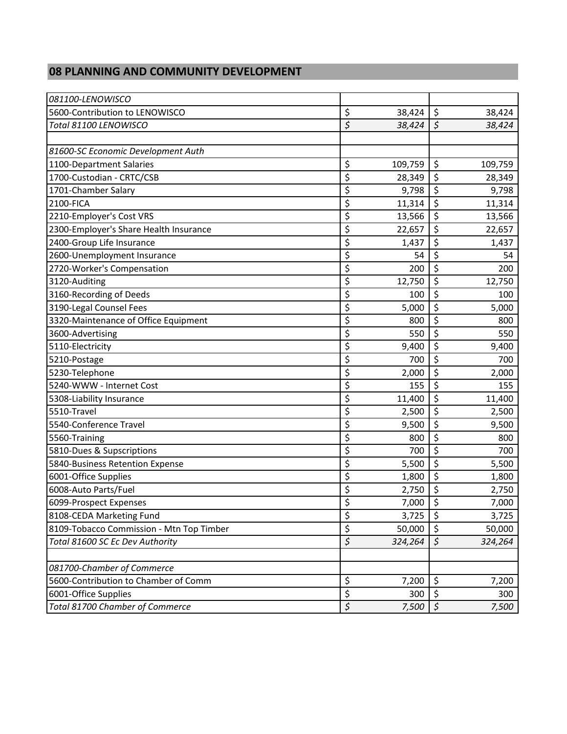## 08 PLANNING AND COMMUNITY DEVELOPMENT

| | | |
|---|---|---|
| *081100-LENOWISCO* | | |
| 5600-Contribution to LENOWISCO | $ 38,424 | $ 38,424 |
| *Total 81100 LENOWISCO* | *$ 38,424* | *$ 38,424* |
| | | |
| *81600-SC Economic Development Auth* | | |
| 1100-Department Salaries | $ 109,759 | $ 109,759 |
| 1700-Custodian - CRTC/CSB | $ 28,349 | $ 28,349 |
| 1701-Chamber Salary | $ 9,798 | $ 9,798 |
| 2100-FICA | $ 11,314 | $ 11,314 |
| 2210-Employer's Cost VRS | $ 13,566 | $ 13,566 |
| 2300-Employer's Share Health Insurance | $ 22,657 | $ 22,657 |
| 2400-Group Life Insurance | $ 1,437 | $ 1,437 |
| 2600-Unemployment Insurance | $ 54 | $ 54 |
| 2720-Worker's Compensation | $ 200 | $ 200 |
| 3120-Auditing | $ 12,750 | $ 12,750 |
| 3160-Recording of Deeds | $ 100 | $ 100 |
| 3190-Legal Counsel Fees | $ 5,000 | $ 5,000 |
| 3320-Maintenance of Office Equipment | $ 800 | $ 800 |
| 3600-Advertising | $ 550 | $ 550 |
| 5110-Electricity | $ 9,400 | $ 9,400 |
| 5210-Postage | $ 700 | $ 700 |
| 5230-Telephone | $ 2,000 | $ 2,000 |
| 5240-WWW - Internet Cost | $ 155 | $ 155 |
| 5308-Liability Insurance | $ 11,400 | $ 11,400 |
| 5510-Travel | $ 2,500 | $ 2,500 |
| 5540-Conference Travel | $ 9,500 | $ 9,500 |
| 5560-Training | $ 800 | $ 800 |
| 5810-Dues & Supscriptions | $ 700 | $ 700 |
| 5840-Business Retention Expense | $ 5,500 | $ 5,500 |
| 6001-Office Supplies | $ 1,800 | $ 1,800 |
| 6008-Auto Parts/Fuel | $ 2,750 | $ 2,750 |
| 6099-Prospect Expenses | $ 7,000 | $ 7,000 |
| 8108-CEDA Marketing Fund | $ 3,725 | $ 3,725 |
| 8109-Tobacco Commission - Mtn Top Timber | $ 50,000 | $ 50,000 |
| *Total 81600 SC Ec Dev Authority* | *$ 324,264* | *$ 324,264* |
| | | |
| *081700-Chamber of Commerce* | | |
| 5600-Contribution to Chamber of Comm | $ 7,200 | $ 7,200 |
| 6001-Office Supplies | $ 300 | $ 300 |
| *Total 81700 Chamber of Commerce* | *$ 7,500* | *$ 7,500* |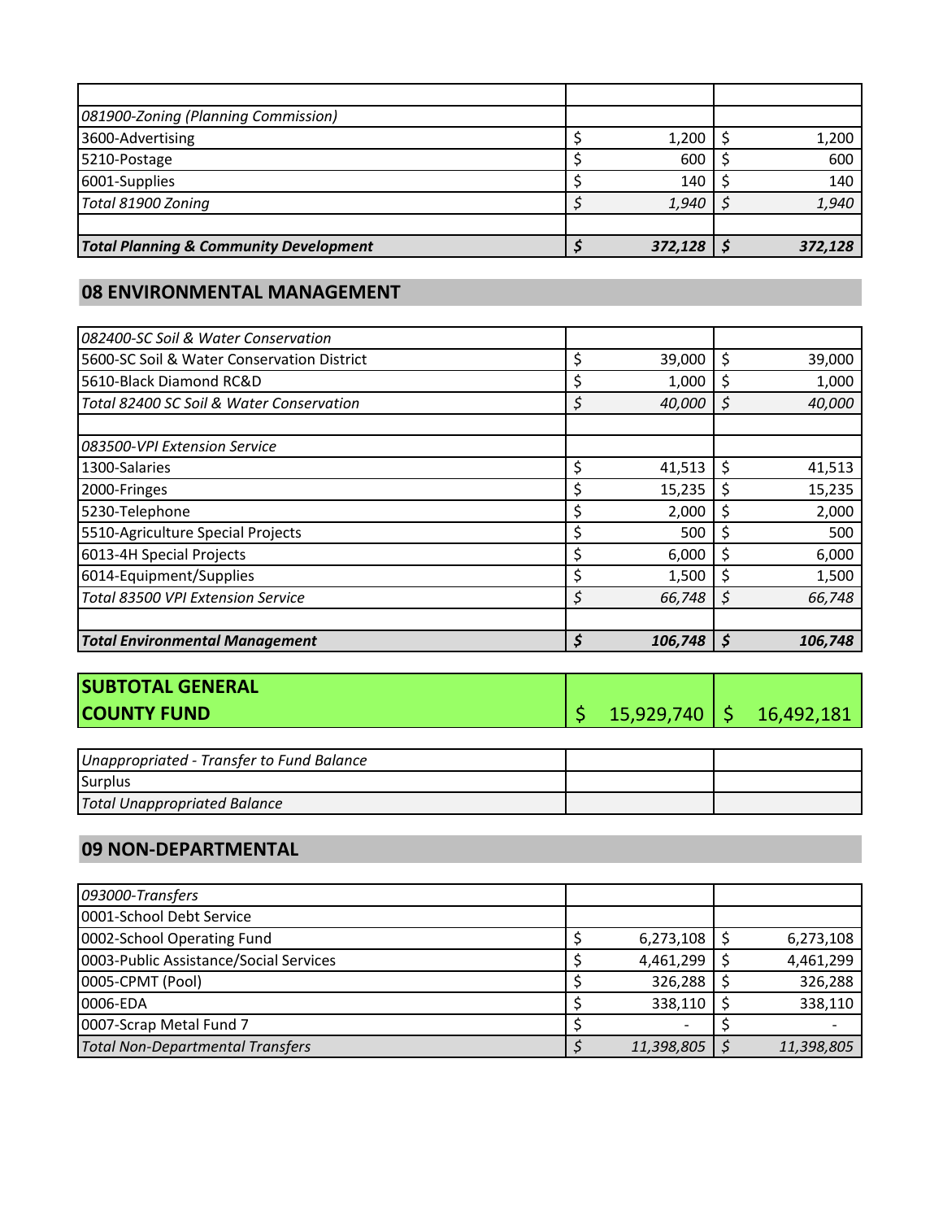| | | |
|---|---|---|
| *081900-Zoning (Planning Commission)* | | |
| 3600-Advertising | $ 1,200 | $ 1,200 |
| 5210-Postage | $ 600 | $ 600 |
| 6001-Supplies | $ 140 | $ 140 |
| *Total 81900 Zoning* | *$ 1,940* | *$ 1,940* |
| | | |
| ***Total Planning & Community Development*** | ***$ 372,128*** | ***$ 372,128*** |

## 08 ENVIRONMENTAL MANAGEMENT

| | | |
|---|---|---|
| *082400-SC Soil & Water Conservation* | | |
| 5600-SC Soil & Water Conservation District | $ 39,000 | $ 39,000 |
| 5610-Black Diamond RC&D | $ 1,000 | $ 1,000 |
| *Total 82400 SC Soil & Water Conservation* | *$ 40,000* | *$ 40,000* |
| | | |
| *083500-VPI Extension Service* | | |
| 1300-Salaries | $ 41,513 | $ 41,513 |
| 2000-Fringes | $ 15,235 | $ 15,235 |
| 5230-Telephone | $ 2,000 | $ 2,000 |
| 5510-Agriculture Special Projects | $ 500 | $ 500 |
| 6013-4H Special Projects | $ 6,000 | $ 6,000 |
| 6014-Equipment/Supplies | $ 1,500 | $ 1,500 |
| *Total 83500 VPI Extension Service* | *$ 66,748* | *$ 66,748* |
| | | |
| ***Total Environmental Management*** | ***$ 106,748*** | ***$ 106,748*** |

| | | |
|---|---|---|
| **SUBTOTAL GENERAL COUNTY FUND** | $ 15,929,740 | $ 16,492,181 |

| | | |
|---|---|---|
| *Unappropriated - Transfer to Fund Balance* | | |
| Surplus | | |
| *Total Unappropriated Balance* | | |

## 09 NON-DEPARTMENTAL

| | | |
|---|---|---|
| *093000-Transfers* | | |
| 0001-School Debt Service | | |
| 0002-School Operating Fund | $ 6,273,108 | $ 6,273,108 |
| 0003-Public Assistance/Social Services | $ 4,461,299 | $ 4,461,299 |
| 0005-CPMT (Pool) | $ 326,288 | $ 326,288 |
| 0006-EDA | $ 338,110 | $ 338,110 |
| 0007-Scrap Metal Fund 7 | $ - | $ - |
| *Total Non-Departmental Transfers* | *$ 11,398,805* | *$ 11,398,805* |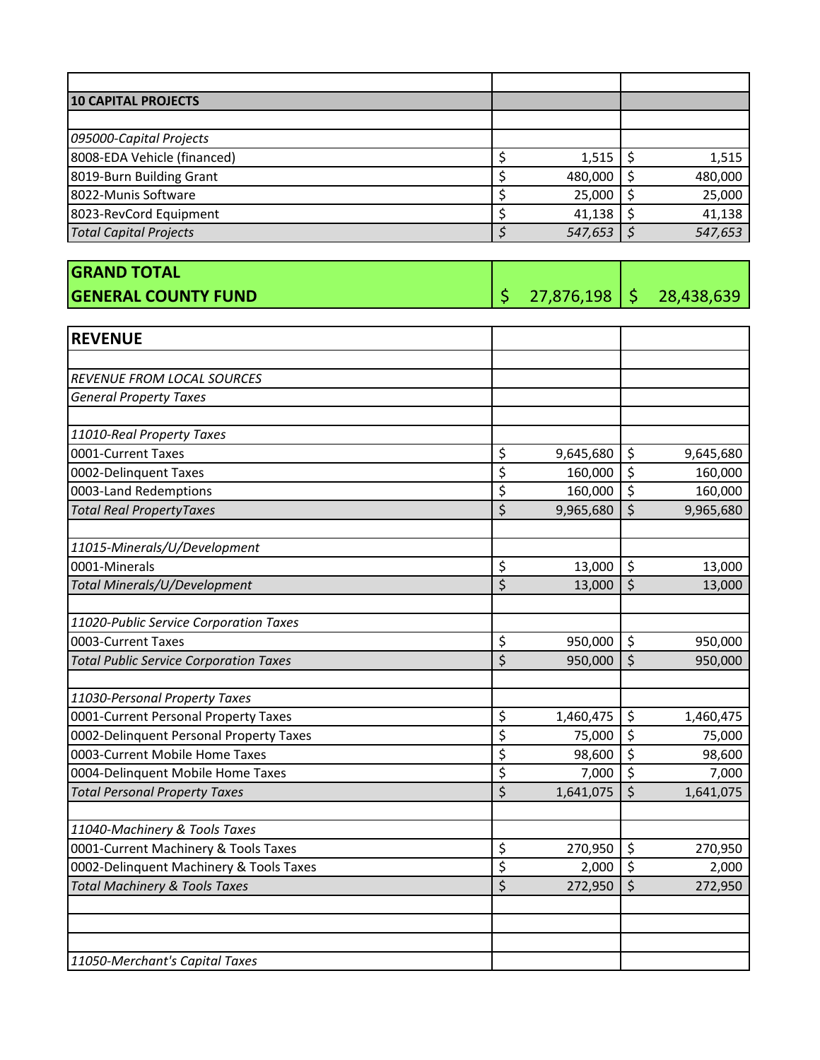| | | |
|---|---|---|
| **10 CAPITAL PROJECTS** | | |
| | | |
| *095000-Capital Projects* | | |
| 8008-EDA Vehicle (financed) | $ 1,515 | $ 1,515 |
| 8019-Burn Building Grant | $ 480,000 | $ 480,000 |
| 8022-Munis Software | $ 25,000 | $ 25,000 |
| 8023-RevCord Equipment | $ 41,138 | $ 41,138 |
| *Total Capital Projects* | *$ 547,653* | *$ 547,653* |

| | | |
|---|---|---|
| **GRAND TOTAL GENERAL COUNTY FUND** | $ 27,876,198 | $ 28,438,639 |

| | | |
|---|---|---|
| **REVENUE** | | |
| | | |
| *REVENUE FROM LOCAL SOURCES* | | |
| *General Property Taxes* | | |
| | | |
| *11010-Real Property Taxes* | | |
| 0001-Current Taxes | $ 9,645,680 | $ 9,645,680 |
| 0002-Delinquent Taxes | $ 160,000 | $ 160,000 |
| 0003-Land Redemptions | $ 160,000 | $ 160,000 |
| *Total Real PropertyTaxes* | $ 9,965,680 | $ 9,965,680 |
| | | |
| *11015-Minerals/U/Development* | | |
| 0001-Minerals | $ 13,000 | $ 13,000 |
| *Total Minerals/U/Development* | $ 13,000 | $ 13,000 |
| | | |
| *11020-Public Service Corporation Taxes* | | |
| 0003-Current Taxes | $ 950,000 | $ 950,000 |
| *Total Public Service Corporation Taxes* | $ 950,000 | $ 950,000 |
| | | |
| *11030-Personal Property Taxes* | | |
| 0001-Current Personal Property Taxes | $ 1,460,475 | $ 1,460,475 |
| 0002-Delinquent Personal Property Taxes | $ 75,000 | $ 75,000 |
| 0003-Current Mobile Home Taxes | $ 98,600 | $ 98,600 |
| 0004-Delinquent Mobile Home Taxes | $ 7,000 | $ 7,000 |
| *Total Personal Property Taxes* | $ 1,641,075 | $ 1,641,075 |
| | | |
| *11040-Machinery & Tools Taxes* | | |
| 0001-Current Machinery & Tools Taxes | $ 270,950 | $ 270,950 |
| 0002-Delinquent Machinery & Tools Taxes | $ 2,000 | $ 2,000 |
| *Total Machinery & Tools Taxes* | $ 272,950 | $ 272,950 |
| | | |
| | | |
| | | |
| *11050-Merchant's Capital Taxes* | | |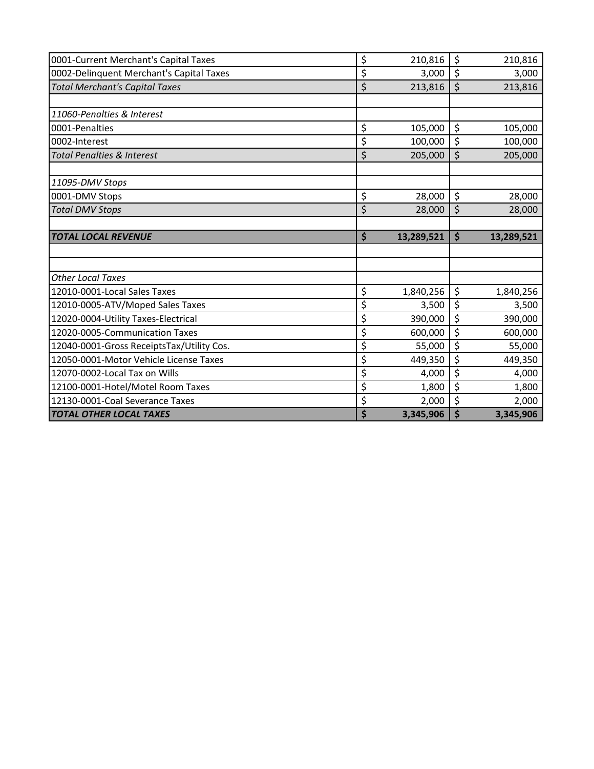| | | |
|---|---|---|
| 0001-Current Merchant's Capital Taxes | $ 210,816 | $ 210,816 |
| 0002-Delinquent Merchant's Capital Taxes | $ 3,000 | $ 3,000 |
| *Total Merchant's Capital Taxes* | $ 213,816 | $ 213,816 |
| | | |
| *11060-Penalties & Interest* | | |
| 0001-Penalties | $ 105,000 | $ 105,000 |
| 0002-Interest | $ 100,000 | $ 100,000 |
| *Total Penalties & Interest* | $ 205,000 | $ 205,000 |
| | | |
| *11095-DMV Stops* | | |
| 0001-DMV Stops | $ 28,000 | $ 28,000 |
| *Total DMV Stops* | $ 28,000 | $ 28,000 |
| | | |
| ***TOTAL LOCAL REVENUE*** | **$ 13,289,521** | **$ 13,289,521** |
| | | |
| | | |
| *Other Local Taxes* | | |
| 12010-0001-Local Sales Taxes | $ 1,840,256 | $ 1,840,256 |
| 12010-0005-ATV/Moped Sales Taxes | $ 3,500 | $ 3,500 |
| 12020-0004-Utility Taxes-Electrical | $ 390,000 | $ 390,000 |
| 12020-0005-Communication Taxes | $ 600,000 | $ 600,000 |
| 12040-0001-Gross ReceiptsTax/Utility Cos. | $ 55,000 | $ 55,000 |
| 12050-0001-Motor Vehicle License Taxes | $ 449,350 | $ 449,350 |
| 12070-0002-Local Tax on Wills | $ 4,000 | $ 4,000 |
| 12100-0001-Hotel/Motel Room Taxes | $ 1,800 | $ 1,800 |
| 12130-0001-Coal Severance Taxes | $ 2,000 | $ 2,000 |
| ***TOTAL OTHER LOCAL TAXES*** | **$ 3,345,906** | **$ 3,345,906** |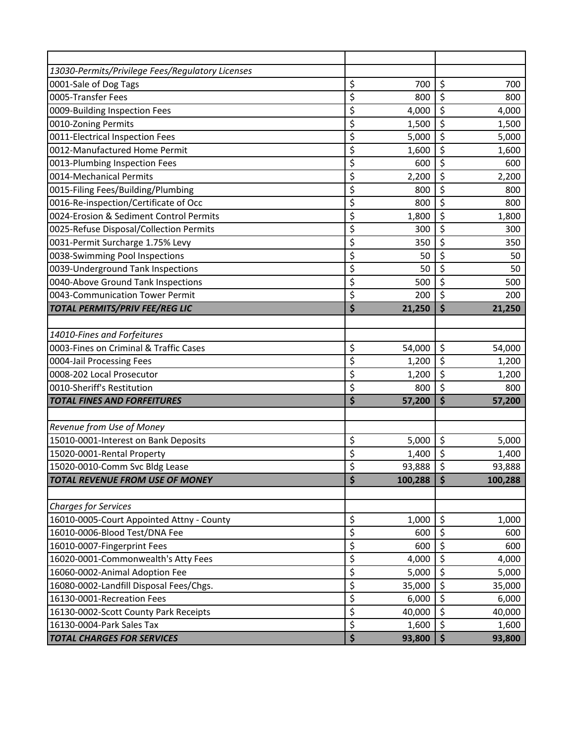| | | |
|---|---|---|
| *13030-Permits/Privilege Fees/Regulatory Licenses* | | |
| 0001-Sale of Dog Tags | $ 700 | $ 700 |
| 0005-Transfer Fees | $ 800 | $ 800 |
| 0009-Building Inspection Fees | $ 4,000 | $ 4,000 |
| 0010-Zoning Permits | $ 1,500 | $ 1,500 |
| 0011-Electrical Inspection Fees | $ 5,000 | $ 5,000 |
| 0012-Manufactured Home Permit | $ 1,600 | $ 1,600 |
| 0013-Plumbing Inspection Fees | $ 600 | $ 600 |
| 0014-Mechanical Permits | $ 2,200 | $ 2,200 |
| 0015-Filing Fees/Building/Plumbing | $ 800 | $ 800 |
| 0016-Re-inspection/Certificate of Occ | $ 800 | $ 800 |
| 0024-Erosion & Sediment Control Permits | $ 1,800 | $ 1,800 |
| 0025-Refuse Disposal/Collection Permits | $ 300 | $ 300 |
| 0031-Permit Surcharge 1.75% Levy | $ 350 | $ 350 |
| 0038-Swimming Pool Inspections | $ 50 | $ 50 |
| 0039-Underground Tank Inspections | $ 50 | $ 50 |
| 0040-Above Ground Tank Inspections | $ 500 | $ 500 |
| 0043-Communication Tower Permit | $ 200 | $ 200 |
| ***TOTAL PERMITS/PRIV FEE/REG LIC*** | **$ 21,250** | **$ 21,250** |
| | | |
| *14010-Fines and Forfeitures* | | |
| 0003-Fines on Criminal & Traffic Cases | $ 54,000 | $ 54,000 |
| 0004-Jail Processing Fees | $ 1,200 | $ 1,200 |
| 0008-202 Local Prosecutor | $ 1,200 | $ 1,200 |
| 0010-Sheriff's Restitution | $ 800 | $ 800 |
| ***TOTAL FINES AND FORFEITURES*** | **$ 57,200** | **$ 57,200** |
| | | |
| *Revenue from Use of Money* | | |
| 15010-0001-Interest on Bank Deposits | $ 5,000 | $ 5,000 |
| 15020-0001-Rental Property | $ 1,400 | $ 1,400 |
| 15020-0010-Comm Svc Bldg Lease | $ 93,888 | $ 93,888 |
| ***TOTAL REVENUE FROM USE OF MONEY*** | **$ 100,288** | **$ 100,288** |
| | | |
| *Charges for Services* | | |
| 16010-0005-Court Appointed Attny - County | $ 1,000 | $ 1,000 |
| 16010-0006-Blood Test/DNA Fee | $ 600 | $ 600 |
| 16010-0007-Fingerprint Fees | $ 600 | $ 600 |
| 16020-0001-Commonwealth's Atty Fees | $ 4,000 | $ 4,000 |
| 16060-0002-Animal Adoption Fee | $ 5,000 | $ 5,000 |
| 16080-0002-Landfill Disposal Fees/Chgs. | $ 35,000 | $ 35,000 |
| 16130-0001-Recreation Fees | $ 6,000 | $ 6,000 |
| 16130-0002-Scott County Park Receipts | $ 40,000 | $ 40,000 |
| 16130-0004-Park Sales Tax | $ 1,600 | $ 1,600 |
| ***TOTAL CHARGES FOR SERVICES*** | **$ 93,800** | **$ 93,800** |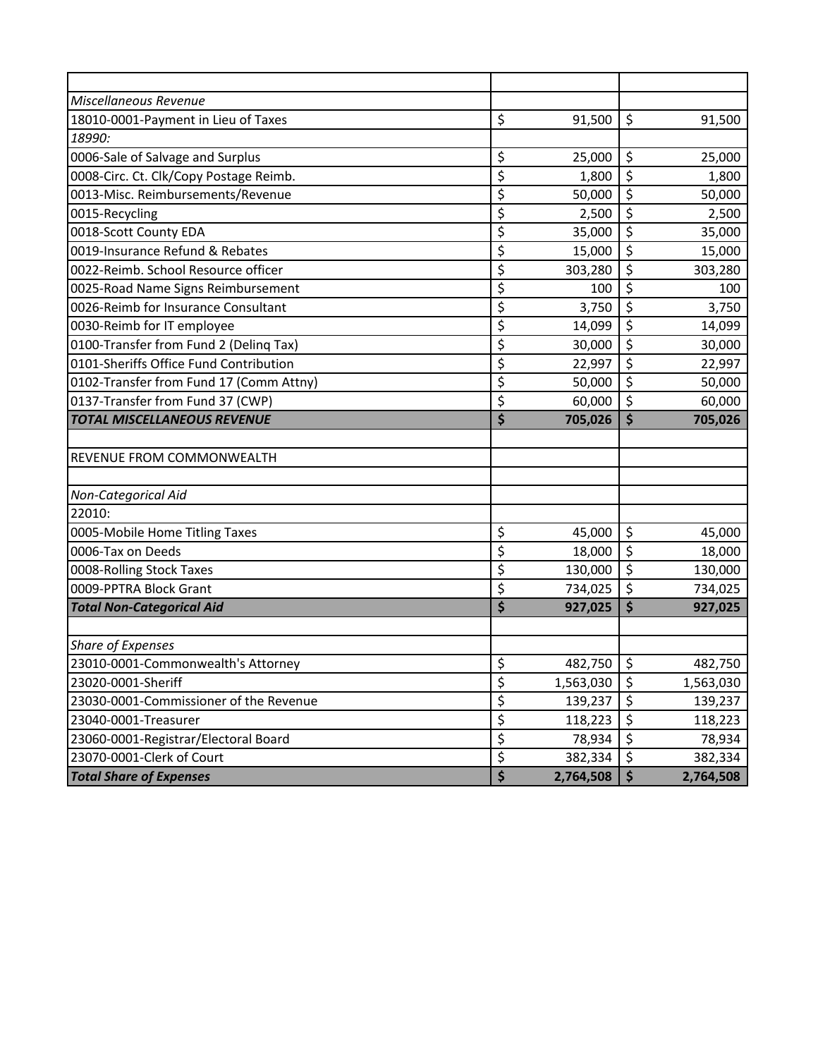| | | |
|---|---|---|
| *Miscellaneous Revenue* | | |
| 18010-0001-Payment in Lieu of Taxes | $ 91,500 | $ 91,500 |
| *18990:* | | |
| 0006-Sale of Salvage and Surplus | $ 25,000 | $ 25,000 |
| 0008-Circ. Ct. Clk/Copy Postage Reimb. | $ 1,800 | $ 1,800 |
| 0013-Misc. Reimbursements/Revenue | $ 50,000 | $ 50,000 |
| 0015-Recycling | $ 2,500 | $ 2,500 |
| 0018-Scott County EDA | $ 35,000 | $ 35,000 |
| 0019-Insurance Refund & Rebates | $ 15,000 | $ 15,000 |
| 0022-Reimb. School Resource officer | $ 303,280 | $ 303,280 |
| 0025-Road Name Signs Reimbursement | $ 100 | $ 100 |
| 0026-Reimb for Insurance Consultant | $ 3,750 | $ 3,750 |
| 0030-Reimb for IT employee | $ 14,099 | $ 14,099 |
| 0100-Transfer from Fund 2 (Delinq Tax) | $ 30,000 | $ 30,000 |
| 0101-Sheriffs Office Fund Contribution | $ 22,997 | $ 22,997 |
| 0102-Transfer from Fund 17 (Comm Attny) | $ 50,000 | $ 50,000 |
| 0137-Transfer from Fund 37 (CWP) | $ 60,000 | $ 60,000 |
| ***TOTAL MISCELLANEOUS REVENUE*** | **$ 705,026** | **$ 705,026** |
| | | |
| REVENUE FROM COMMONWEALTH | | |
| | | |
| *Non-Categorical Aid* | | |
| 22010: | | |
| 0005-Mobile Home Titling Taxes | $ 45,000 | $ 45,000 |
| 0006-Tax on Deeds | $ 18,000 | $ 18,000 |
| 0008-Rolling Stock Taxes | $ 130,000 | $ 130,000 |
| 0009-PPTRA Block Grant | $ 734,025 | $ 734,025 |
| ***Total Non-Categorical Aid*** | **$ 927,025** | **$ 927,025** |
| | | |
| *Share of Expenses* | | |
| 23010-0001-Commonwealth's Attorney | $ 482,750 | $ 482,750 |
| 23020-0001-Sheriff | $ 1,563,030 | $ 1,563,030 |
| 23030-0001-Commissioner of the Revenue | $ 139,237 | $ 139,237 |
| 23040-0001-Treasurer | $ 118,223 | $ 118,223 |
| 23060-0001-Registrar/Electoral Board | $ 78,934 | $ 78,934 |
| 23070-0001-Clerk of Court | $ 382,334 | $ 382,334 |
| ***Total Share of Expenses*** | **$ 2,764,508** | **$ 2,764,508** |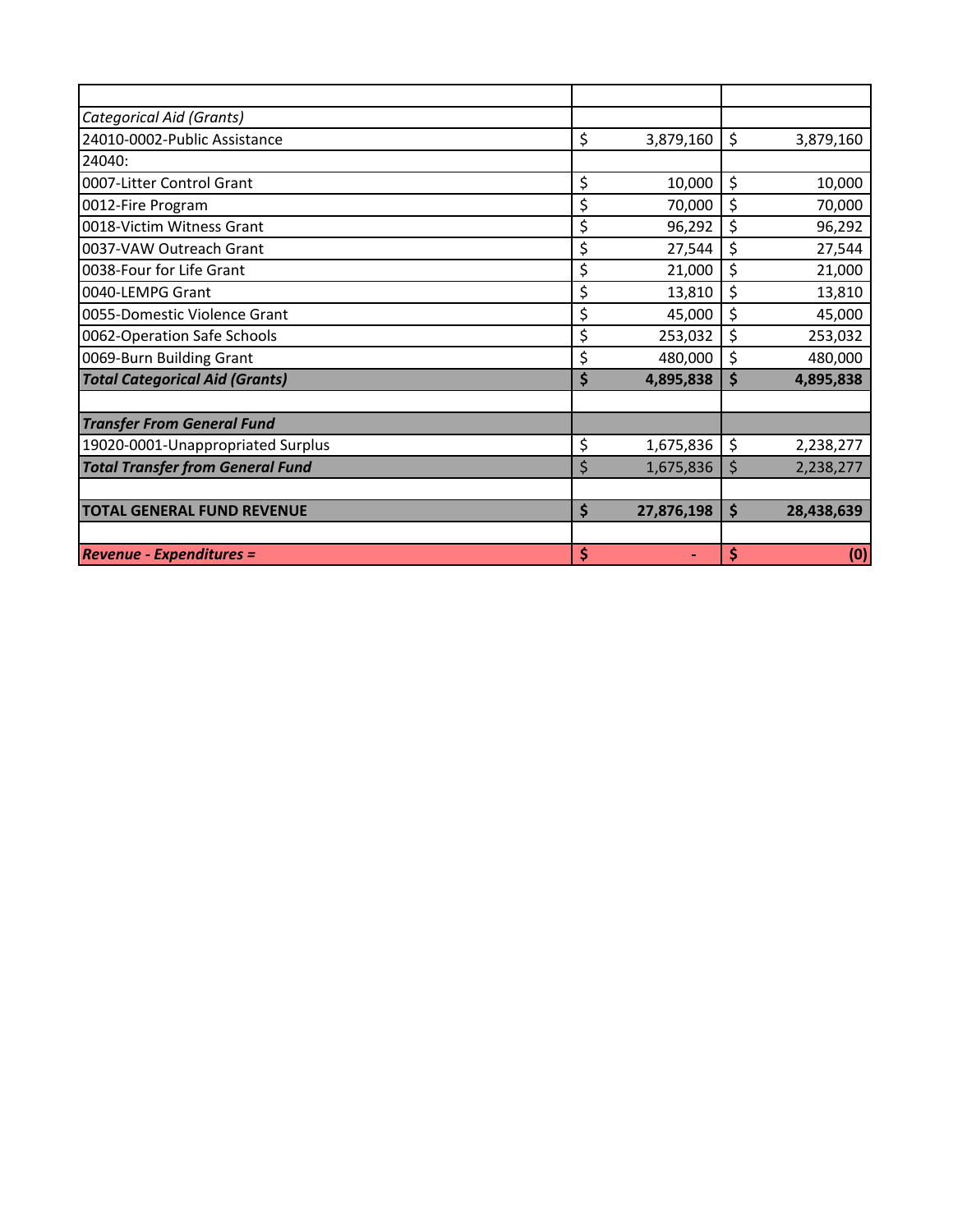| | | |
|---|---|---|
| *Categorical Aid (Grants)* | | |
| 24010-0002-Public Assistance | $ 3,879,160 | $ 3,879,160 |
| 24040: | | |
| 0007-Litter Control Grant | $ 10,000 | $ 10,000 |
| 0012-Fire Program | $ 70,000 | $ 70,000 |
| 0018-Victim Witness Grant | $ 96,292 | $ 96,292 |
| 0037-VAW Outreach Grant | $ 27,544 | $ 27,544 |
| 0038-Four for Life Grant | $ 21,000 | $ 21,000 |
| 0040-LEMPG Grant | $ 13,810 | $ 13,810 |
| 0055-Domestic Violence Grant | $ 45,000 | $ 45,000 |
| 0062-Operation Safe Schools | $ 253,032 | $ 253,032 |
| 0069-Burn Building Grant | $ 480,000 | $ 480,000 |
| ***Total Categorical Aid (Grants)*** | **$ 4,895,838** | **$ 4,895,838** |
| | | |
| ***Transfer From General Fund*** | | |
| 19020-0001-Unappropriated Surplus | $ 1,675,836 | $ 2,238,277 |
| ***Total Transfer from General Fund*** | $ 1,675,836 | $ 2,238,277 |
| | | |
| **TOTAL GENERAL FUND REVENUE** | **$ 27,876,198** | **$ 28,438,639** |
| | | |
| ***Revenue - Expenditures =*** | **$ -** | **$ (0)** |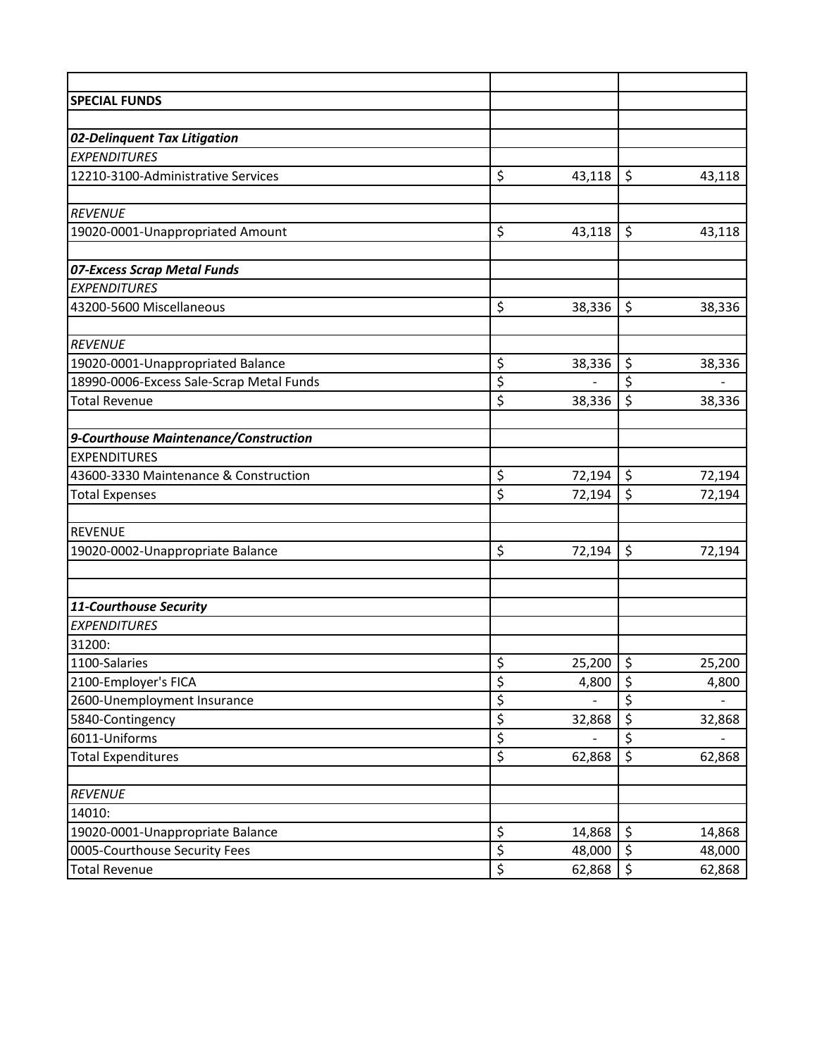| | | |
|---|---|---|
| **SPECIAL FUNDS** | | |
| | | |
| ***02-Delinquent Tax Litigation*** | | |
| *EXPENDITURES* | | |
| 12210-3100-Administrative Services | $ 43,118 | $ 43,118 |
| | | |
| *REVENUE* | | |
| 19020-0001-Unappropriated Amount | $ 43,118 | $ 43,118 |
| | | |
| ***07-Excess Scrap Metal Funds*** | | |
| *EXPENDITURES* | | |
| 43200-5600 Miscellaneous | $ 38,336 | $ 38,336 |
| | | |
| *REVENUE* | | |
| 19020-0001-Unappropriated Balance | $ 38,336 | $ 38,336 |
| 18990-0006-Excess Sale-Scrap Metal Funds | $ - | $ - |
| Total Revenue | $ 38,336 | $ 38,336 |
| | | |
| ***9-Courthouse Maintenance/Construction*** | | |
| EXPENDITURES | | |
| 43600-3330 Maintenance & Construction | $ 72,194 | $ 72,194 |
| Total Expenses | $ 72,194 | $ 72,194 |
| | | |
| REVENUE | | |
| 19020-0002-Unappropriate Balance | $ 72,194 | $ 72,194 |
| | | |
| | | |
| ***11-Courthouse Security*** | | |
| *EXPENDITURES* | | |
| 31200: | | |
| 1100-Salaries | $ 25,200 | $ 25,200 |
| 2100-Employer's FICA | $ 4,800 | $ 4,800 |
| 2600-Unemployment Insurance | $ - | $ - |
| 5840-Contingency | $ 32,868 | $ 32,868 |
| 6011-Uniforms | $ - | $ - |
| Total Expenditures | $ 62,868 | $ 62,868 |
| | | |
| *REVENUE* | | |
| 14010: | | |
| 19020-0001-Unappropriate Balance | $ 14,868 | $ 14,868 |
| 0005-Courthouse Security Fees | $ 48,000 | $ 48,000 |
| Total Revenue | $ 62,868 | $ 62,868 |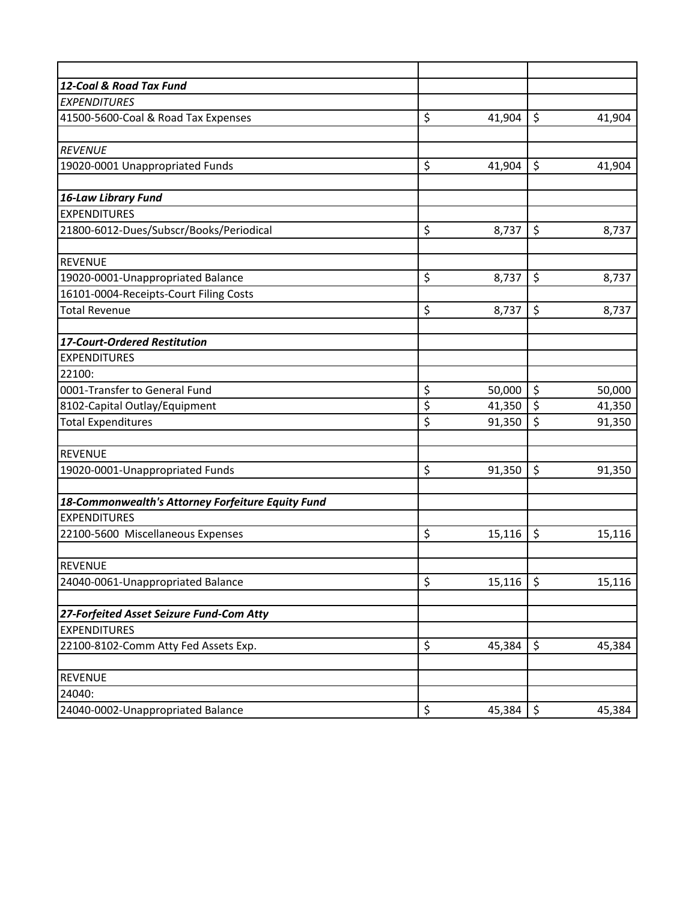| | | |
|---|---|---|
| ***12-Coal & Road Tax Fund*** | | |
| *EXPENDITURES* | | |
| 41500-5600-Coal & Road Tax Expenses | $ 41,904 | $ 41,904 |
| | | |
| *REVENUE* | | |
| 19020-0001 Unappropriated Funds | $ 41,904 | $ 41,904 |
| | | |
| ***16-Law Library Fund*** | | |
| EXPENDITURES | | |
| 21800-6012-Dues/Subscr/Books/Periodical | $ 8,737 | $ 8,737 |
| | | |
| REVENUE | | |
| 19020-0001-Unappropriated Balance | $ 8,737 | $ 8,737 |
| 16101-0004-Receipts-Court Filing Costs | | |
| Total Revenue | $ 8,737 | $ 8,737 |
| | | |
| ***17-Court-Ordered Restitution*** | | |
| EXPENDITURES | | |
| 22100: | | |
| 0001-Transfer to General Fund | $ 50,000 | $ 50,000 |
| 8102-Capital Outlay/Equipment | $ 41,350 | $ 41,350 |
| Total Expenditures | $ 91,350 | $ 91,350 |
| | | |
| REVENUE | | |
| 19020-0001-Unappropriated Funds | $ 91,350 | $ 91,350 |
| | | |
| ***18-Commonwealth's Attorney Forfeiture Equity Fund*** | | |
| EXPENDITURES | | |
| 22100-5600 Miscellaneous Expenses | $ 15,116 | $ 15,116 |
| | | |
| REVENUE | | |
| 24040-0061-Unappropriated Balance | $ 15,116 | $ 15,116 |
| | | |
| ***27-Forfeited Asset Seizure Fund-Com Atty*** | | |
| EXPENDITURES | | |
| 22100-8102-Comm Atty Fed Assets Exp. | $ 45,384 | $ 45,384 |
| | | |
| REVENUE | | |
| 24040: | | |
| 24040-0002-Unappropriated Balance | $ 45,384 | $ 45,384 |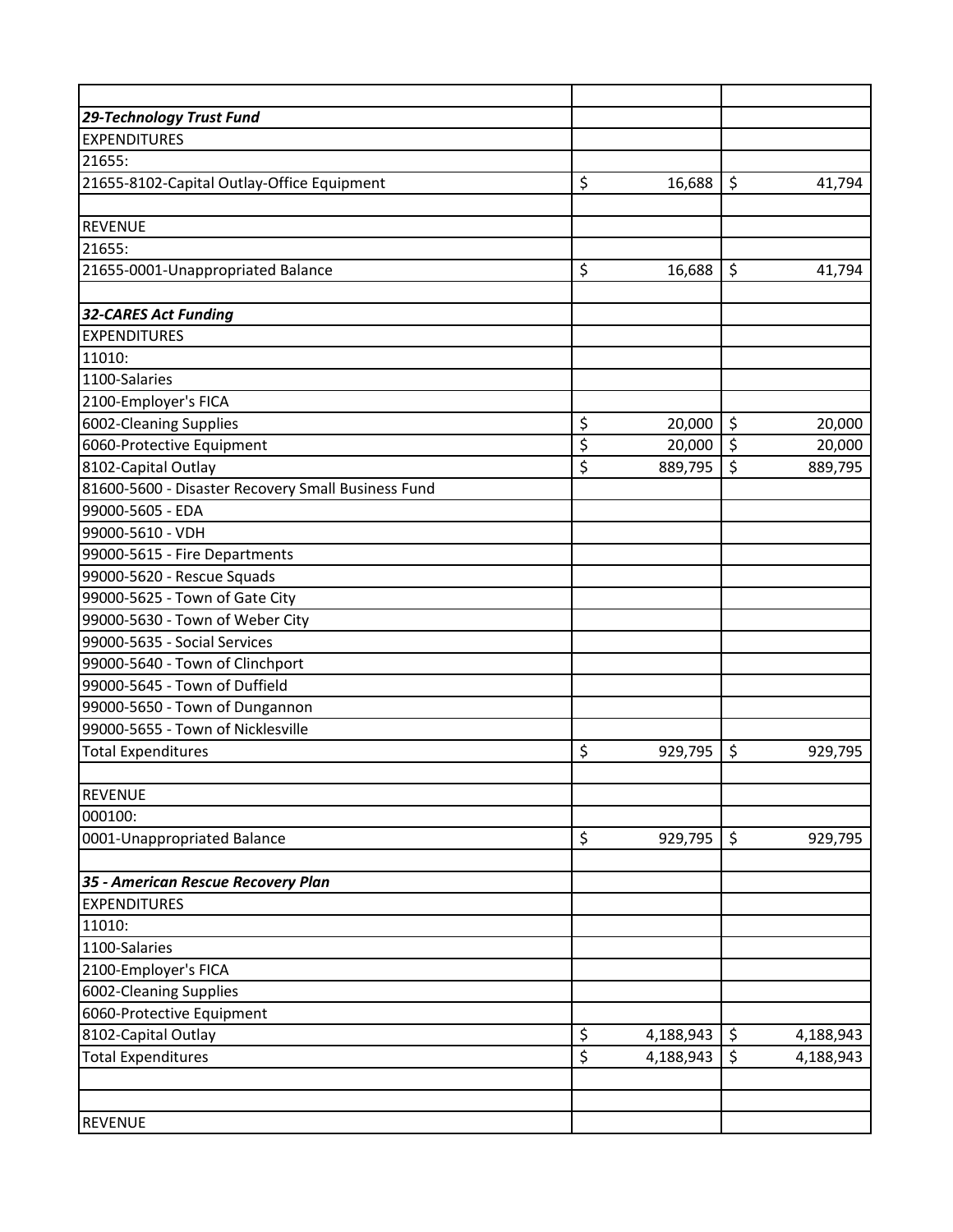| | | |
|---|---|---|
| ***29-Technology Trust Fund*** | | |
| EXPENDITURES | | |
| 21655: | | |
| 21655-8102-Capital Outlay-Office Equipment | $ 16,688 | $ 41,794 |
| | | |
| REVENUE | | |
| 21655: | | |
| 21655-0001-Unappropriated Balance | $ 16,688 | $ 41,794 |
| | | |
| ***32-CARES Act Funding*** | | |
| EXPENDITURES | | |
| 11010: | | |
| 1100-Salaries | | |
| 2100-Employer's FICA | | |
| 6002-Cleaning Supplies | $ 20,000 | $ 20,000 |
| 6060-Protective Equipment | $ 20,000 | $ 20,000 |
| 8102-Capital Outlay | $ 889,795 | $ 889,795 |
| 81600-5600 - Disaster Recovery Small Business Fund | | |
| 99000-5605 - EDA | | |
| 99000-5610 - VDH | | |
| 99000-5615 - Fire Departments | | |
| 99000-5620 - Rescue Squads | | |
| 99000-5625 - Town of Gate City | | |
| 99000-5630 - Town of Weber City | | |
| 99000-5635 - Social Services | | |
| 99000-5640 - Town of Clinchport | | |
| 99000-5645 - Town of Duffield | | |
| 99000-5650 - Town of Dungannon | | |
| 99000-5655 - Town of Nicklesville | | |
| Total Expenditures | $ 929,795 | $ 929,795 |
| | | |
| REVENUE | | |
| 000100: | | |
| 0001-Unappropriated Balance | $ 929,795 | $ 929,795 |
| | | |
| ***35 - American Rescue Recovery Plan*** | | |
| EXPENDITURES | | |
| 11010: | | |
| 1100-Salaries | | |
| 2100-Employer's FICA | | |
| 6002-Cleaning Supplies | | |
| 6060-Protective Equipment | | |
| 8102-Capital Outlay | $ 4,188,943 | $ 4,188,943 |
| Total Expenditures | $ 4,188,943 | $ 4,188,943 |
| | | |
| | | |
| REVENUE | | |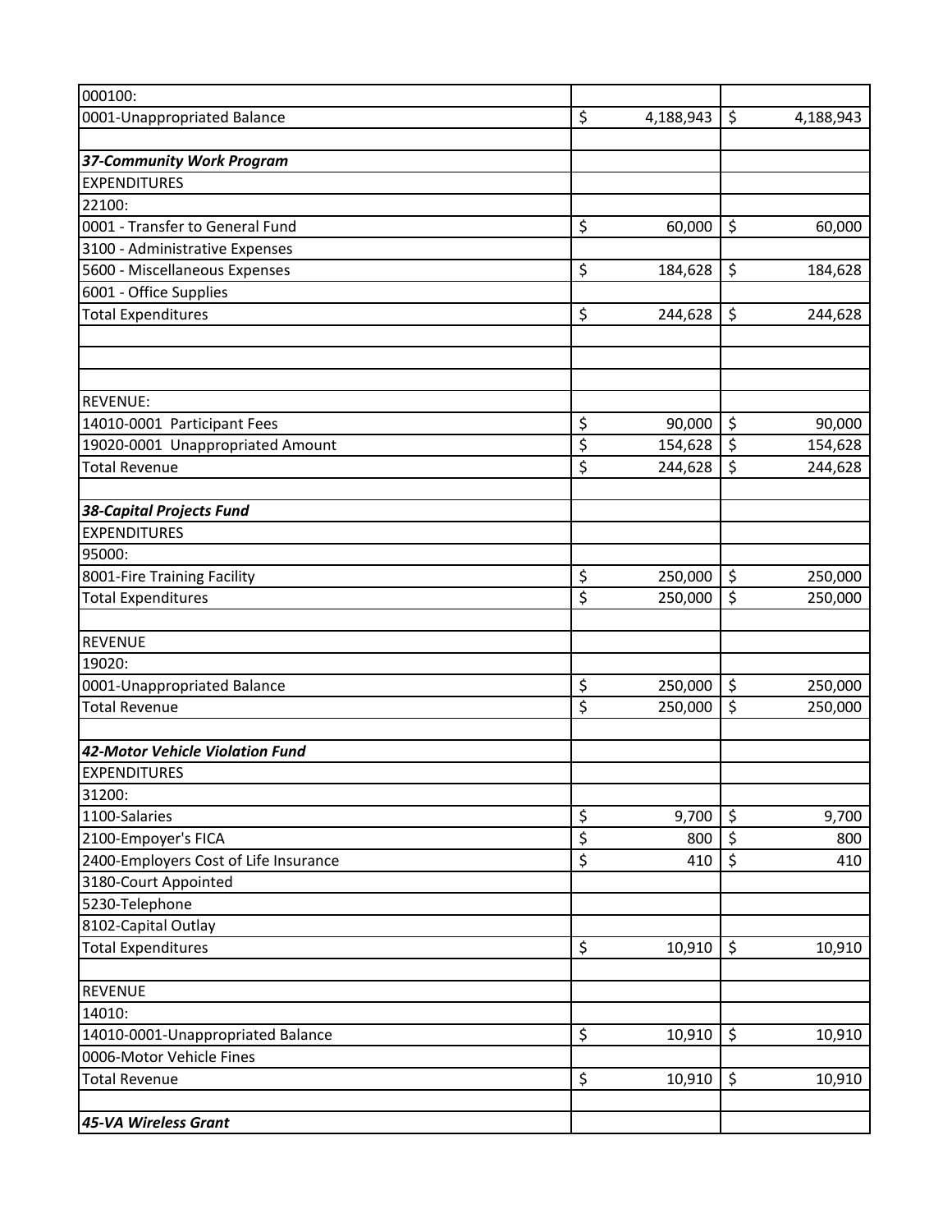| | | |
|---|---|---|
| 000100: | | |
| 0001-Unappropriated Balance | $ 4,188,943 | $ 4,188,943 |
| | | |
| ***37-Community Work Program*** | | |
| EXPENDITURES | | |
| 22100: | | |
| 0001 - Transfer to General Fund | $ 60,000 | $ 60,000 |
| 3100 - Administrative Expenses | | |
| 5600 - Miscellaneous Expenses | $ 184,628 | $ 184,628 |
| 6001 - Office Supplies | | |
| Total Expenditures | $ 244,628 | $ 244,628 |
| | | |
| | | |
| | | |
| REVENUE: | | |
| 14010-0001 Participant Fees | $ 90,000 | $ 90,000 |
| 19020-0001 Unappropriated Amount | $ 154,628 | $ 154,628 |
| Total Revenue | $ 244,628 | $ 244,628 |
| | | |
| ***38-Capital Projects Fund*** | | |
| EXPENDITURES | | |
| 95000: | | |
| 8001-Fire Training Facility | $ 250,000 | $ 250,000 |
| Total Expenditures | $ 250,000 | $ 250,000 |
| | | |
| REVENUE | | |
| 19020: | | |
| 0001-Unappropriated Balance | $ 250,000 | $ 250,000 |
| Total Revenue | $ 250,000 | $ 250,000 |
| | | |
| ***42-Motor Vehicle Violation Fund*** | | |
| EXPENDITURES | | |
| 31200: | | |
| 1100-Salaries | $ 9,700 | $ 9,700 |
| 2100-Empoyer's FICA | $ 800 | $ 800 |
| 2400-Employers Cost of Life Insurance | $ 410 | $ 410 |
| 3180-Court Appointed | | |
| 5230-Telephone | | |
| 8102-Capital Outlay | | |
| Total Expenditures | $ 10,910 | $ 10,910 |
| | | |
| REVENUE | | |
| 14010: | | |
| 14010-0001-Unappropriated Balance | $ 10,910 | $ 10,910 |
| 0006-Motor Vehicle Fines | | |
| Total Revenue | $ 10,910 | $ 10,910 |
| | | |
| ***45-VA Wireless Grant*** | | |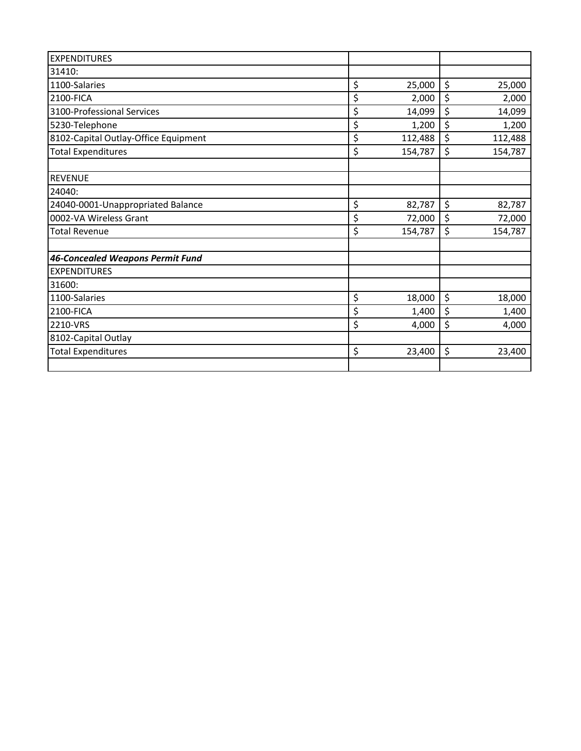| EXPENDITURES | | |
|---|---|---|
| 31410: | | |
| 1100-Salaries | $ 25,000 | $ 25,000 |
| 2100-FICA | $ 2,000 | $ 2,000 |
| 3100-Professional Services | $ 14,099 | $ 14,099 |
| 5230-Telephone | $ 1,200 | $ 1,200 |
| 8102-Capital Outlay-Office Equipment | $ 112,488 | $ 112,488 |
| Total Expenditures | $ 154,787 | $ 154,787 |
| | | |
| REVENUE | | |
| 24040: | | |
| 24040-0001-Unappropriated Balance | $ 82,787 | $ 82,787 |
| 0002-VA Wireless Grant | $ 72,000 | $ 72,000 |
| Total Revenue | $ 154,787 | $ 154,787 |
| | | |
| ***46-Concealed Weapons Permit Fund*** | | |
| EXPENDITURES | | |
| 31600: | | |
| 1100-Salaries | $ 18,000 | $ 18,000 |
| 2100-FICA | $ 1,400 | $ 1,400 |
| 2210-VRS | $ 4,000 | $ 4,000 |
| 8102-Capital Outlay | | |
| Total Expenditures | $ 23,400 | $ 23,400 |
| | | |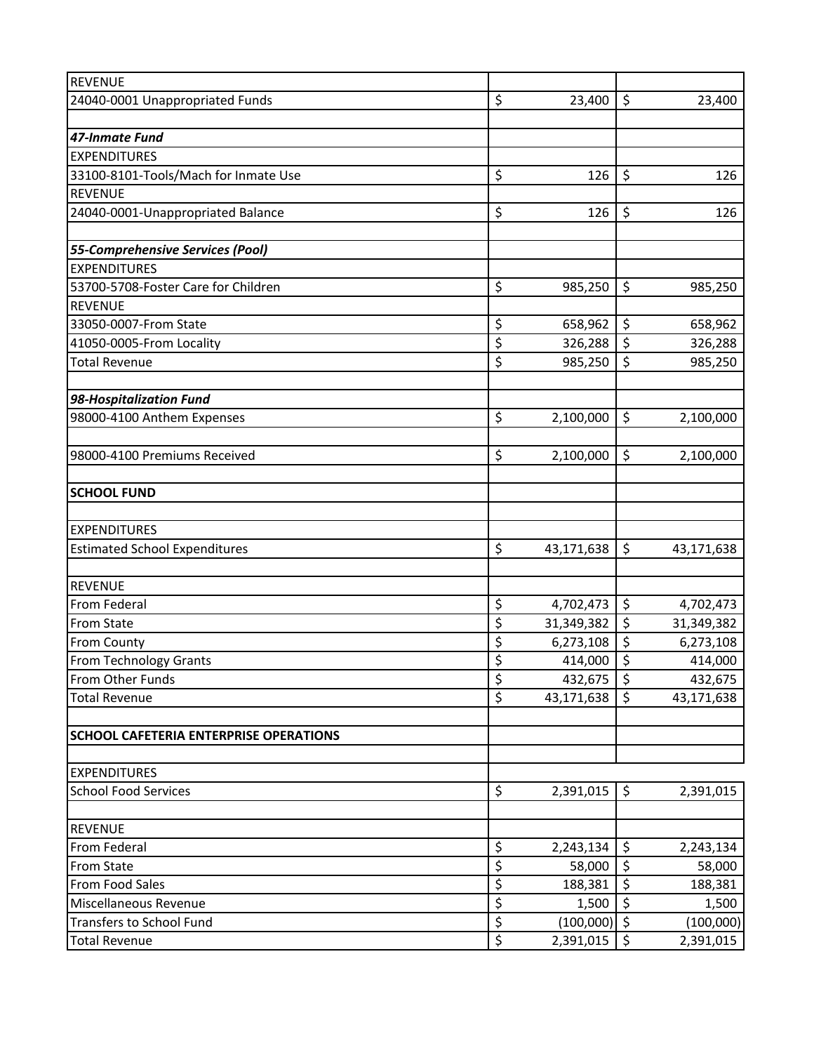| | | |
|---|---|---|
| REVENUE | | |
| 24040-0001 Unappropriated Funds | $ 23,400 | $ 23,400 |
| | | |
| ***47-Inmate Fund*** | | |
| EXPENDITURES | | |
| 33100-8101-Tools/Mach for Inmate Use | $ 126 | $ 126 |
| REVENUE | | |
| 24040-0001-Unappropriated Balance | $ 126 | $ 126 |
| | | |
| ***55-Comprehensive Services (Pool)*** | | |
| EXPENDITURES | | |
| 53700-5708-Foster Care for Children | $ 985,250 | $ 985,250 |
| REVENUE | | |
| 33050-0007-From State | $ 658,962 | $ 658,962 |
| 41050-0005-From Locality | $ 326,288 | $ 326,288 |
| Total Revenue | $ 985,250 | $ 985,250 |
| | | |
| ***98-Hospitalization Fund*** | | |
| 98000-4100 Anthem Expenses | $ 2,100,000 | $ 2,100,000 |
| | | |
| 98000-4100 Premiums Received | $ 2,100,000 | $ 2,100,000 |
| | | |
| **SCHOOL FUND** | | |
| | | |
| EXPENDITURES | | |
| Estimated School Expenditures | $ 43,171,638 | $ 43,171,638 |
| | | |
| REVENUE | | |
| From Federal | $ 4,702,473 | $ 4,702,473 |
| From State | $ 31,349,382 | $ 31,349,382 |
| From County | $ 6,273,108 | $ 6,273,108 |
| From Technology Grants | $ 414,000 | $ 414,000 |
| From Other Funds | $ 432,675 | $ 432,675 |
| Total Revenue | $ 43,171,638 | $ 43,171,638 |
| | | |
| **SCHOOL CAFETERIA ENTERPRISE OPERATIONS** | | |
| | | |
| EXPENDITURES | | |
| School Food Services | $ 2,391,015 | $ 2,391,015 |
| | | |
| REVENUE | | |
| From Federal | $ 2,243,134 | $ 2,243,134 |
| From State | $ 58,000 | $ 58,000 |
| From Food Sales | $ 188,381 | $ 188,381 |
| Miscellaneous Revenue | $ 1,500 | $ 1,500 |
| Transfers to School Fund | $ (100,000) | $ (100,000) |
| Total Revenue | $ 2,391,015 | $ 2,391,015 |